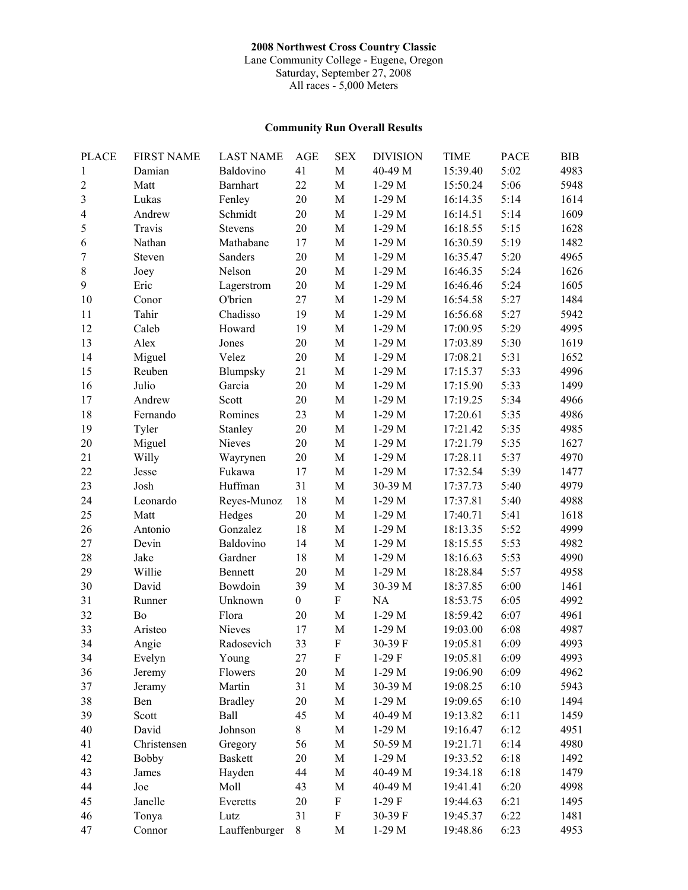**2008 Northwest Cross Country Classic**
Lane Community College - Eugene, Oregon
Saturday, September 27, 2008
All races - 5,000 Meters

## Community Run Overall Results

| PLACE | FIRST NAME | LAST NAME | AGE | SEX | DIVISION | TIME | PACE | BIB |
|---|---|---|---|---|---|---|---|---|
| 1 | Damian | Baldovino | 41 | M | 40-49 M | 15:39.40 | 5:02 | 4983 |
| 2 | Matt | Barnhart | 22 | M | 1-29 M | 15:50.24 | 5:06 | 5948 |
| 3 | Lukas | Fenley | 20 | M | 1-29 M | 16:14.35 | 5:14 | 1614 |
| 4 | Andrew | Schmidt | 20 | M | 1-29 M | 16:14.51 | 5:14 | 1609 |
| 5 | Travis | Stevens | 20 | M | 1-29 M | 16:18.55 | 5:15 | 1628 |
| 6 | Nathan | Mathabane | 17 | M | 1-29 M | 16:30.59 | 5:19 | 1482 |
| 7 | Steven | Sanders | 20 | M | 1-29 M | 16:35.47 | 5:20 | 4965 |
| 8 | Joey | Nelson | 20 | M | 1-29 M | 16:46.35 | 5:24 | 1626 |
| 9 | Eric | Lagerstrom | 20 | M | 1-29 M | 16:46.46 | 5:24 | 1605 |
| 10 | Conor | O'brien | 27 | M | 1-29 M | 16:54.58 | 5:27 | 1484 |
| 11 | Tahir | Chadisso | 19 | M | 1-29 M | 16:56.68 | 5:27 | 5942 |
| 12 | Caleb | Howard | 19 | M | 1-29 M | 17:00.95 | 5:29 | 4995 |
| 13 | Alex | Jones | 20 | M | 1-29 M | 17:03.89 | 5:30 | 1619 |
| 14 | Miguel | Velez | 20 | M | 1-29 M | 17:08.21 | 5:31 | 1652 |
| 15 | Reuben | Blumpsky | 21 | M | 1-29 M | 17:15.37 | 5:33 | 4996 |
| 16 | Julio | Garcia | 20 | M | 1-29 M | 17:15.90 | 5:33 | 1499 |
| 17 | Andrew | Scott | 20 | M | 1-29 M | 17:19.25 | 5:34 | 4966 |
| 18 | Fernando | Romines | 23 | M | 1-29 M | 17:20.61 | 5:35 | 4986 |
| 19 | Tyler | Stanley | 20 | M | 1-29 M | 17:21.42 | 5:35 | 4985 |
| 20 | Miguel | Nieves | 20 | M | 1-29 M | 17:21.79 | 5:35 | 1627 |
| 21 | Willy | Wayrynen | 20 | M | 1-29 M | 17:28.11 | 5:37 | 4970 |
| 22 | Jesse | Fukawa | 17 | M | 1-29 M | 17:32.54 | 5:39 | 1477 |
| 23 | Josh | Huffman | 31 | M | 30-39 M | 17:37.73 | 5:40 | 4979 |
| 24 | Leonardo | Reyes-Munoz | 18 | M | 1-29 M | 17:37.81 | 5:40 | 4988 |
| 25 | Matt | Hedges | 20 | M | 1-29 M | 17:40.71 | 5:41 | 1618 |
| 26 | Antonio | Gonzalez | 18 | M | 1-29 M | 18:13.35 | 5:52 | 4999 |
| 27 | Devin | Baldovino | 14 | M | 1-29 M | 18:15.55 | 5:53 | 4982 |
| 28 | Jake | Gardner | 18 | M | 1-29 M | 18:16.63 | 5:53 | 4990 |
| 29 | Willie | Bennett | 20 | M | 1-29 M | 18:28.84 | 5:57 | 4958 |
| 30 | David | Bowdoin | 39 | M | 30-39 M | 18:37.85 | 6:00 | 1461 |
| 31 | Runner | Unknown | 0 | F | NA | 18:53.75 | 6:05 | 4992 |
| 32 | Bo | Flora | 20 | M | 1-29 M | 18:59.42 | 6:07 | 4961 |
| 33 | Aristeo | Nieves | 17 | M | 1-29 M | 19:03.00 | 6:08 | 4987 |
| 34 | Angie | Radosevich | 33 | F | 30-39 F | 19:05.81 | 6:09 | 4993 |
| 34 | Evelyn | Young | 27 | F | 1-29 F | 19:05.81 | 6:09 | 4993 |
| 36 | Jeremy | Flowers | 20 | M | 1-29 M | 19:06.90 | 6:09 | 4962 |
| 37 | Jeramy | Martin | 31 | M | 30-39 M | 19:08.25 | 6:10 | 5943 |
| 38 | Ben | Bradley | 20 | M | 1-29 M | 19:09.65 | 6:10 | 1494 |
| 39 | Scott | Ball | 45 | M | 40-49 M | 19:13.82 | 6:11 | 1459 |
| 40 | David | Johnson | 8 | M | 1-29 M | 19:16.47 | 6:12 | 4951 |
| 41 | Christensen | Gregory | 56 | M | 50-59 M | 19:21.71 | 6:14 | 4980 |
| 42 | Bobby | Baskett | 20 | M | 1-29 M | 19:33.52 | 6:18 | 1492 |
| 43 | James | Hayden | 44 | M | 40-49 M | 19:34.18 | 6:18 | 1479 |
| 44 | Joe | Moll | 43 | M | 40-49 M | 19:41.41 | 6:20 | 4998 |
| 45 | Janelle | Everetts | 20 | F | 1-29 F | 19:44.63 | 6:21 | 1495 |
| 46 | Tonya | Lutz | 31 | F | 30-39 F | 19:45.37 | 6:22 | 1481 |
| 47 | Connor | Lauffenburger | 8 | M | 1-29 M | 19:48.86 | 6:23 | 4953 |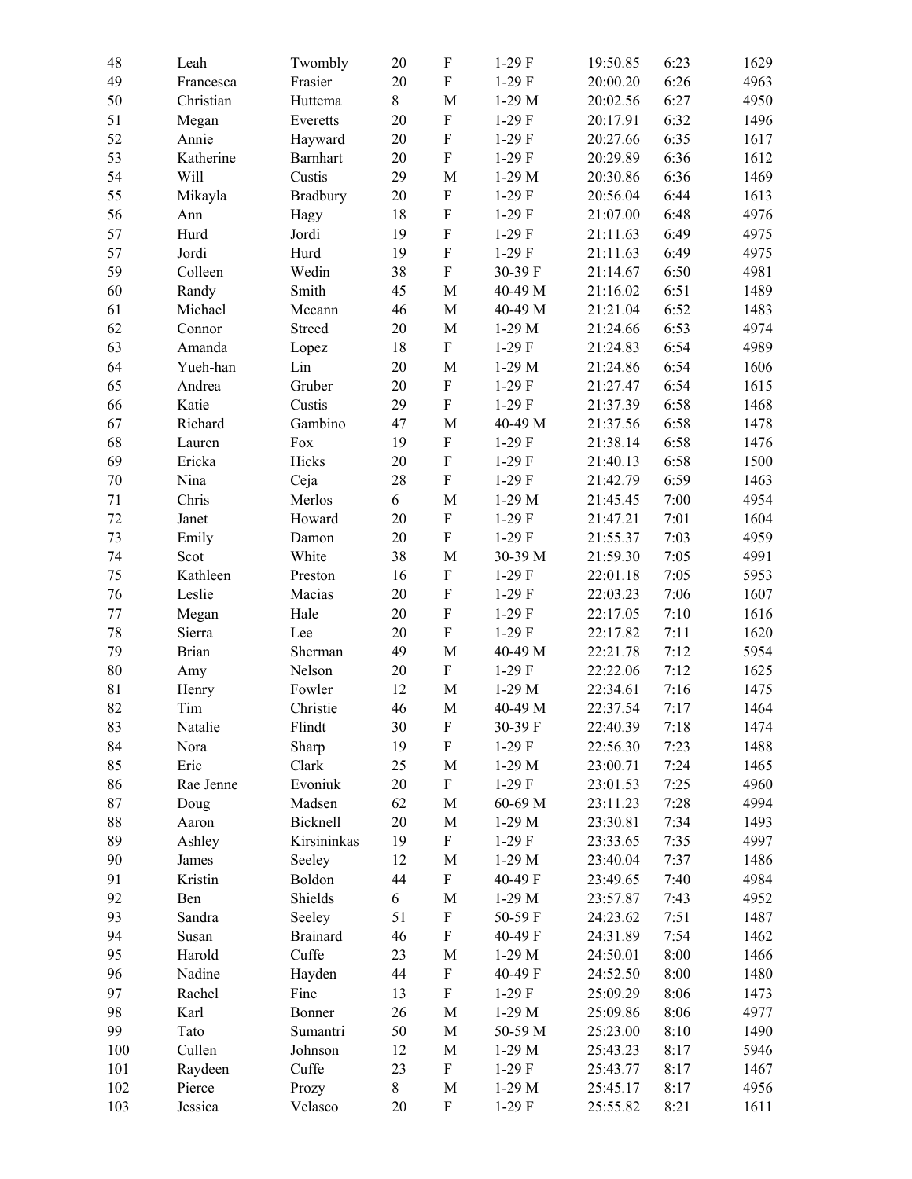| 48 | Leah | Twombly | 20 | F | 1-29 F | 19:50.85 | 6:23 | 1629 |
|---|---|---|---|---|---|---|---|---|
| 49 | Francesca | Frasier | 20 | F | 1-29 F | 20:00.20 | 6:26 | 4963 |
| 50 | Christian | Huttema | 8 | M | 1-29 M | 20:02.56 | 6:27 | 4950 |
| 51 | Megan | Everetts | 20 | F | 1-29 F | 20:17.91 | 6:32 | 1496 |
| 52 | Annie | Hayward | 20 | F | 1-29 F | 20:27.66 | 6:35 | 1617 |
| 53 | Katherine | Barnhart | 20 | F | 1-29 F | 20:29.89 | 6:36 | 1612 |
| 54 | Will | Custis | 29 | M | 1-29 M | 20:30.86 | 6:36 | 1469 |
| 55 | Mikayla | Bradbury | 20 | F | 1-29 F | 20:56.04 | 6:44 | 1613 |
| 56 | Ann | Hagy | 18 | F | 1-29 F | 21:07.00 | 6:48 | 4976 |
| 57 | Hurd | Jordi | 19 | F | 1-29 F | 21:11.63 | 6:49 | 4975 |
| 57 | Jordi | Hurd | 19 | F | 1-29 F | 21:11.63 | 6:49 | 4975 |
| 59 | Colleen | Wedin | 38 | F | 30-39 F | 21:14.67 | 6:50 | 4981 |
| 60 | Randy | Smith | 45 | M | 40-49 M | 21:16.02 | 6:51 | 1489 |
| 61 | Michael | Mccann | 46 | M | 40-49 M | 21:21.04 | 6:52 | 1483 |
| 62 | Connor | Streed | 20 | M | 1-29 M | 21:24.66 | 6:53 | 4974 |
| 63 | Amanda | Lopez | 18 | F | 1-29 F | 21:24.83 | 6:54 | 4989 |
| 64 | Yueh-han | Lin | 20 | M | 1-29 M | 21:24.86 | 6:54 | 1606 |
| 65 | Andrea | Gruber | 20 | F | 1-29 F | 21:27.47 | 6:54 | 1615 |
| 66 | Katie | Custis | 29 | F | 1-29 F | 21:37.39 | 6:58 | 1468 |
| 67 | Richard | Gambino | 47 | M | 40-49 M | 21:37.56 | 6:58 | 1478 |
| 68 | Lauren | Fox | 19 | F | 1-29 F | 21:38.14 | 6:58 | 1476 |
| 69 | Ericka | Hicks | 20 | F | 1-29 F | 21:40.13 | 6:58 | 1500 |
| 70 | Nina | Ceja | 28 | F | 1-29 F | 21:42.79 | 6:59 | 1463 |
| 71 | Chris | Merlos | 6 | M | 1-29 M | 21:45.45 | 7:00 | 4954 |
| 72 | Janet | Howard | 20 | F | 1-29 F | 21:47.21 | 7:01 | 1604 |
| 73 | Emily | Damon | 20 | F | 1-29 F | 21:55.37 | 7:03 | 4959 |
| 74 | Scot | White | 38 | M | 30-39 M | 21:59.30 | 7:05 | 4991 |
| 75 | Kathleen | Preston | 16 | F | 1-29 F | 22:01.18 | 7:05 | 5953 |
| 76 | Leslie | Macias | 20 | F | 1-29 F | 22:03.23 | 7:06 | 1607 |
| 77 | Megan | Hale | 20 | F | 1-29 F | 22:17.05 | 7:10 | 1616 |
| 78 | Sierra | Lee | 20 | F | 1-29 F | 22:17.82 | 7:11 | 1620 |
| 79 | Brian | Sherman | 49 | M | 40-49 M | 22:21.78 | 7:12 | 5954 |
| 80 | Amy | Nelson | 20 | F | 1-29 F | 22:22.06 | 7:12 | 1625 |
| 81 | Henry | Fowler | 12 | M | 1-29 M | 22:34.61 | 7:16 | 1475 |
| 82 | Tim | Christie | 46 | M | 40-49 M | 22:37.54 | 7:17 | 1464 |
| 83 | Natalie | Flindt | 30 | F | 30-39 F | 22:40.39 | 7:18 | 1474 |
| 84 | Nora | Sharp | 19 | F | 1-29 F | 22:56.30 | 7:23 | 1488 |
| 85 | Eric | Clark | 25 | M | 1-29 M | 23:00.71 | 7:24 | 1465 |
| 86 | Rae Jenne | Evoniuk | 20 | F | 1-29 F | 23:01.53 | 7:25 | 4960 |
| 87 | Doug | Madsen | 62 | M | 60-69 M | 23:11.23 | 7:28 | 4994 |
| 88 | Aaron | Bicknell | 20 | M | 1-29 M | 23:30.81 | 7:34 | 1493 |
| 89 | Ashley | Kirsininkas | 19 | F | 1-29 F | 23:33.65 | 7:35 | 4997 |
| 90 | James | Seeley | 12 | M | 1-29 M | 23:40.04 | 7:37 | 1486 |
| 91 | Kristin | Boldon | 44 | F | 40-49 F | 23:49.65 | 7:40 | 4984 |
| 92 | Ben | Shields | 6 | M | 1-29 M | 23:57.87 | 7:43 | 4952 |
| 93 | Sandra | Seeley | 51 | F | 50-59 F | 24:23.62 | 7:51 | 1487 |
| 94 | Susan | Brainard | 46 | F | 40-49 F | 24:31.89 | 7:54 | 1462 |
| 95 | Harold | Cuffe | 23 | M | 1-29 M | 24:50.01 | 8:00 | 1466 |
| 96 | Nadine | Hayden | 44 | F | 40-49 F | 24:52.50 | 8:00 | 1480 |
| 97 | Rachel | Fine | 13 | F | 1-29 F | 25:09.29 | 8:06 | 1473 |
| 98 | Karl | Bonner | 26 | M | 1-29 M | 25:09.86 | 8:06 | 4977 |
| 99 | Tato | Sumantri | 50 | M | 50-59 M | 25:23.00 | 8:10 | 1490 |
| 100 | Cullen | Johnson | 12 | M | 1-29 M | 25:43.23 | 8:17 | 5946 |
| 101 | Raydeen | Cuffe | 23 | F | 1-29 F | 25:43.77 | 8:17 | 1467 |
| 102 | Pierce | Prozy | 8 | M | 1-29 M | 25:45.17 | 8:17 | 4956 |
| 103 | Jessica | Velasco | 20 | F | 1-29 F | 25:55.82 | 8:21 | 1611 |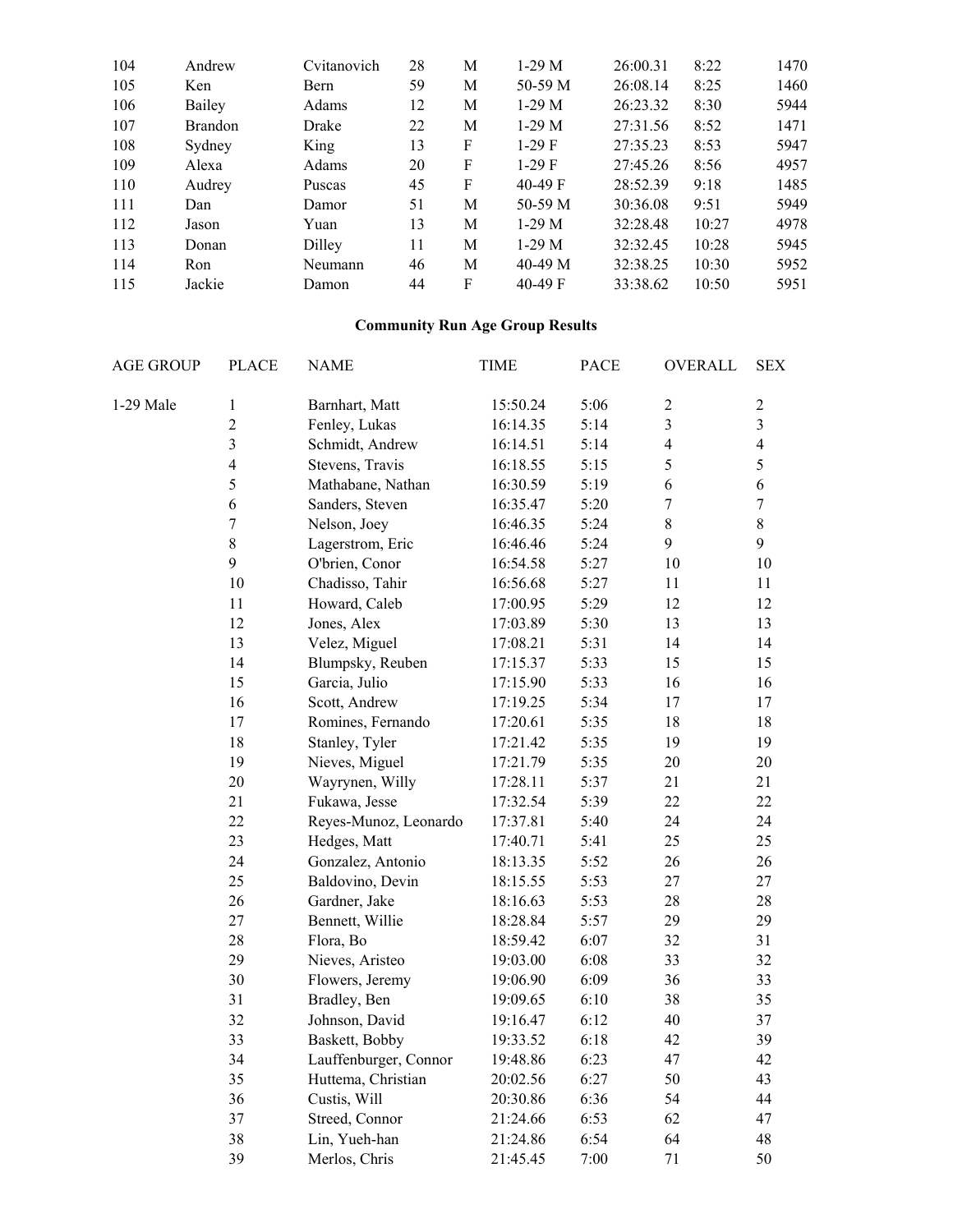| | | | | | | | | |
|---|---|---|---|---|---|---|---|---|
| 104 | Andrew | Cvitanovich | 28 | M | 1-29 M | 26:00.31 | 8:22 | 1470 |
| 105 | Ken | Bern | 59 | M | 50-59 M | 26:08.14 | 8:25 | 1460 |
| 106 | Bailey | Adams | 12 | M | 1-29 M | 26:23.32 | 8:30 | 5944 |
| 107 | Brandon | Drake | 22 | M | 1-29 M | 27:31.56 | 8:52 | 1471 |
| 108 | Sydney | King | 13 | F | 1-29 F | 27:35.23 | 8:53 | 5947 |
| 109 | Alexa | Adams | 20 | F | 1-29 F | 27:45.26 | 8:56 | 4957 |
| 110 | Audrey | Puscas | 45 | F | 40-49 F | 28:52.39 | 9:18 | 1485 |
| 111 | Dan | Damor | 51 | M | 50-59 M | 30:36.08 | 9:51 | 5949 |
| 112 | Jason | Yuan | 13 | M | 1-29 M | 32:28.48 | 10:27 | 4978 |
| 113 | Donan | Dilley | 11 | M | 1-29 M | 32:32.45 | 10:28 | 5945 |
| 114 | Ron | Neumann | 46 | M | 40-49 M | 32:38.25 | 10:30 | 5952 |
| 115 | Jackie | Damon | 44 | F | 40-49 F | 33:38.62 | 10:50 | 5951 |

## Community Run Age Group Results

| AGE GROUP | PLACE | NAME | TIME | PACE | OVERALL | SEX |
|---|---|---|---|---|---|---|
| 1-29 Male | 1 | Barnhart, Matt | 15:50.24 | 5:06 | 2 | 2 |
| | 2 | Fenley, Lukas | 16:14.35 | 5:14 | 3 | 3 |
| | 3 | Schmidt, Andrew | 16:14.51 | 5:14 | 4 | 4 |
| | 4 | Stevens, Travis | 16:18.55 | 5:15 | 5 | 5 |
| | 5 | Mathabane, Nathan | 16:30.59 | 5:19 | 6 | 6 |
| | 6 | Sanders, Steven | 16:35.47 | 5:20 | 7 | 7 |
| | 7 | Nelson, Joey | 16:46.35 | 5:24 | 8 | 8 |
| | 8 | Lagerstrom, Eric | 16:46.46 | 5:24 | 9 | 9 |
| | 9 | O'brien, Conor | 16:54.58 | 5:27 | 10 | 10 |
| | 10 | Chadisso, Tahir | 16:56.68 | 5:27 | 11 | 11 |
| | 11 | Howard, Caleb | 17:00.95 | 5:29 | 12 | 12 |
| | 12 | Jones, Alex | 17:03.89 | 5:30 | 13 | 13 |
| | 13 | Velez, Miguel | 17:08.21 | 5:31 | 14 | 14 |
| | 14 | Blumpsky, Reuben | 17:15.37 | 5:33 | 15 | 15 |
| | 15 | Garcia, Julio | 17:15.90 | 5:33 | 16 | 16 |
| | 16 | Scott, Andrew | 17:19.25 | 5:34 | 17 | 17 |
| | 17 | Romines, Fernando | 17:20.61 | 5:35 | 18 | 18 |
| | 18 | Stanley, Tyler | 17:21.42 | 5:35 | 19 | 19 |
| | 19 | Nieves, Miguel | 17:21.79 | 5:35 | 20 | 20 |
| | 20 | Wayrynen, Willy | 17:28.11 | 5:37 | 21 | 21 |
| | 21 | Fukawa, Jesse | 17:32.54 | 5:39 | 22 | 22 |
| | 22 | Reyes-Munoz, Leonardo | 17:37.81 | 5:40 | 24 | 24 |
| | 23 | Hedges, Matt | 17:40.71 | 5:41 | 25 | 25 |
| | 24 | Gonzalez, Antonio | 18:13.35 | 5:52 | 26 | 26 |
| | 25 | Baldovino, Devin | 18:15.55 | 5:53 | 27 | 27 |
| | 26 | Gardner, Jake | 18:16.63 | 5:53 | 28 | 28 |
| | 27 | Bennett, Willie | 18:28.84 | 5:57 | 29 | 29 |
| | 28 | Flora, Bo | 18:59.42 | 6:07 | 32 | 31 |
| | 29 | Nieves, Aristeo | 19:03.00 | 6:08 | 33 | 32 |
| | 30 | Flowers, Jeremy | 19:06.90 | 6:09 | 36 | 33 |
| | 31 | Bradley, Ben | 19:09.65 | 6:10 | 38 | 35 |
| | 32 | Johnson, David | 19:16.47 | 6:12 | 40 | 37 |
| | 33 | Baskett, Bobby | 19:33.52 | 6:18 | 42 | 39 |
| | 34 | Lauffenburger, Connor | 19:48.86 | 6:23 | 47 | 42 |
| | 35 | Huttema, Christian | 20:02.56 | 6:27 | 50 | 43 |
| | 36 | Custis, Will | 20:30.86 | 6:36 | 54 | 44 |
| | 37 | Streed, Connor | 21:24.66 | 6:53 | 62 | 47 |
| | 38 | Lin, Yueh-han | 21:24.86 | 6:54 | 64 | 48 |
| | 39 | Merlos, Chris | 21:45.45 | 7:00 | 71 | 50 |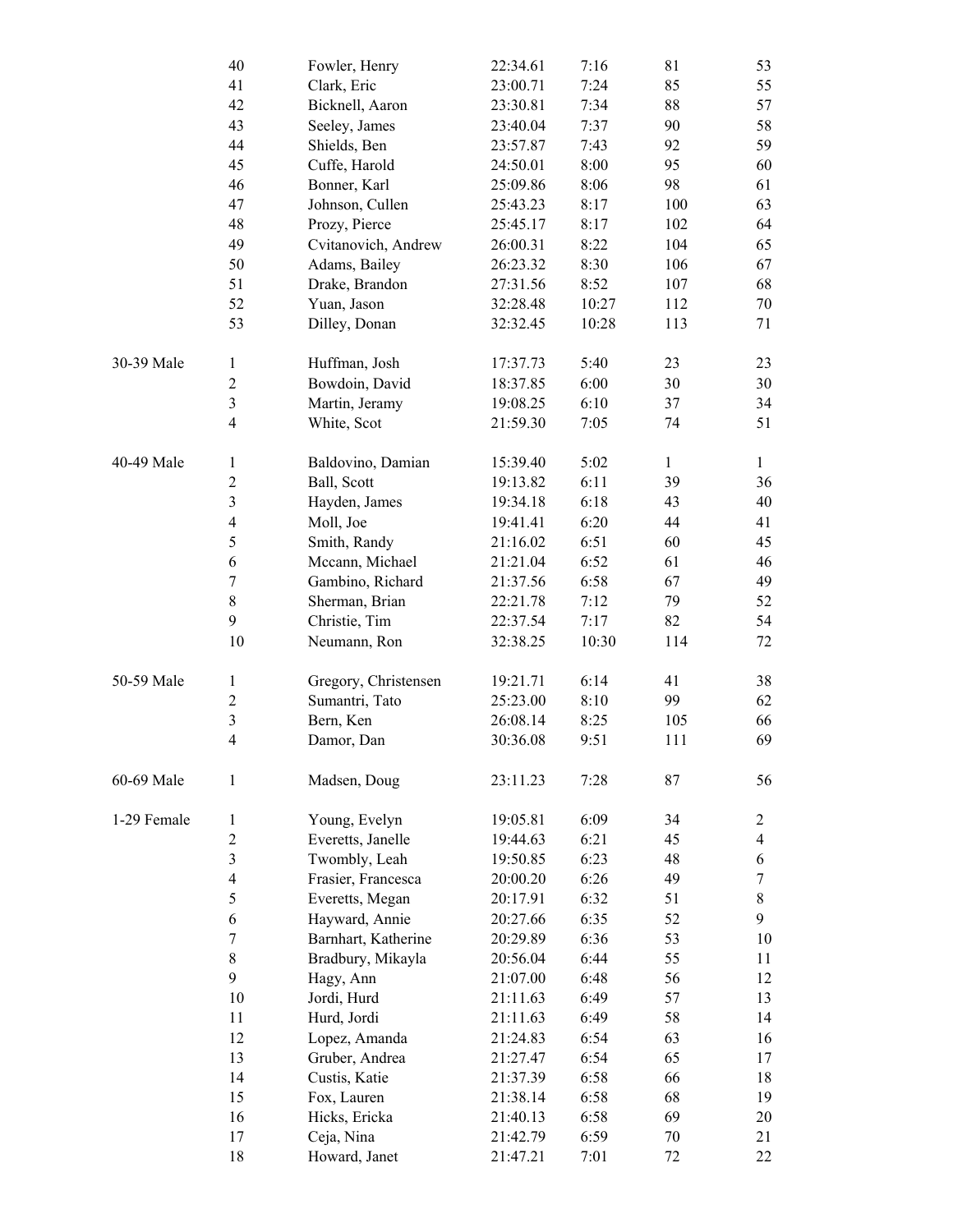| | | | | | | |
|---|---|---|---|---|---|---|
| | 40 | Fowler, Henry | 22:34.61 | 7:16 | 81 | 53 |
| | 41 | Clark, Eric | 23:00.71 | 7:24 | 85 | 55 |
| | 42 | Bicknell, Aaron | 23:30.81 | 7:34 | 88 | 57 |
| | 43 | Seeley, James | 23:40.04 | 7:37 | 90 | 58 |
| | 44 | Shields, Ben | 23:57.87 | 7:43 | 92 | 59 |
| | 45 | Cuffe, Harold | 24:50.01 | 8:00 | 95 | 60 |
| | 46 | Bonner, Karl | 25:09.86 | 8:06 | 98 | 61 |
| | 47 | Johnson, Cullen | 25:43.23 | 8:17 | 100 | 63 |
| | 48 | Prozy, Pierce | 25:45.17 | 8:17 | 102 | 64 |
| | 49 | Cvitanovich, Andrew | 26:00.31 | 8:22 | 104 | 65 |
| | 50 | Adams, Bailey | 26:23.32 | 8:30 | 106 | 67 |
| | 51 | Drake, Brandon | 27:31.56 | 8:52 | 107 | 68 |
| | 52 | Yuan, Jason | 32:28.48 | 10:27 | 112 | 70 |
| | 53 | Dilley, Donan | 32:32.45 | 10:28 | 113 | 71 |
| 30-39 Male | 1 | Huffman, Josh | 17:37.73 | 5:40 | 23 | 23 |
| | 2 | Bowdoin, David | 18:37.85 | 6:00 | 30 | 30 |
| | 3 | Martin, Jeramy | 19:08.25 | 6:10 | 37 | 34 |
| | 4 | White, Scot | 21:59.30 | 7:05 | 74 | 51 |
| 40-49 Male | 1 | Baldovino, Damian | 15:39.40 | 5:02 | 1 | 1 |
| | 2 | Ball, Scott | 19:13.82 | 6:11 | 39 | 36 |
| | 3 | Hayden, James | 19:34.18 | 6:18 | 43 | 40 |
| | 4 | Moll, Joe | 19:41.41 | 6:20 | 44 | 41 |
| | 5 | Smith, Randy | 21:16.02 | 6:51 | 60 | 45 |
| | 6 | Mccann, Michael | 21:21.04 | 6:52 | 61 | 46 |
| | 7 | Gambino, Richard | 21:37.56 | 6:58 | 67 | 49 |
| | 8 | Sherman, Brian | 22:21.78 | 7:12 | 79 | 52 |
| | 9 | Christie, Tim | 22:37.54 | 7:17 | 82 | 54 |
| | 10 | Neumann, Ron | 32:38.25 | 10:30 | 114 | 72 |
| 50-59 Male | 1 | Gregory, Christensen | 19:21.71 | 6:14 | 41 | 38 |
| | 2 | Sumantri, Tato | 25:23.00 | 8:10 | 99 | 62 |
| | 3 | Bern, Ken | 26:08.14 | 8:25 | 105 | 66 |
| | 4 | Damor, Dan | 30:36.08 | 9:51 | 111 | 69 |
| 60-69 Male | 1 | Madsen, Doug | 23:11.23 | 7:28 | 87 | 56 |
| 1-29 Female | 1 | Young, Evelyn | 19:05.81 | 6:09 | 34 | 2 |
| | 2 | Everetts, Janelle | 19:44.63 | 6:21 | 45 | 4 |
| | 3 | Twombly, Leah | 19:50.85 | 6:23 | 48 | 6 |
| | 4 | Frasier, Francesca | 20:00.20 | 6:26 | 49 | 7 |
| | 5 | Everetts, Megan | 20:17.91 | 6:32 | 51 | 8 |
| | 6 | Hayward, Annie | 20:27.66 | 6:35 | 52 | 9 |
| | 7 | Barnhart, Katherine | 20:29.89 | 6:36 | 53 | 10 |
| | 8 | Bradbury, Mikayla | 20:56.04 | 6:44 | 55 | 11 |
| | 9 | Hagy, Ann | 21:07.00 | 6:48 | 56 | 12 |
| | 10 | Jordi, Hurd | 21:11.63 | 6:49 | 57 | 13 |
| | 11 | Hurd, Jordi | 21:11.63 | 6:49 | 58 | 14 |
| | 12 | Lopez, Amanda | 21:24.83 | 6:54 | 63 | 16 |
| | 13 | Gruber, Andrea | 21:27.47 | 6:54 | 65 | 17 |
| | 14 | Custis, Katie | 21:37.39 | 6:58 | 66 | 18 |
| | 15 | Fox, Lauren | 21:38.14 | 6:58 | 68 | 19 |
| | 16 | Hicks, Ericka | 21:40.13 | 6:58 | 69 | 20 |
| | 17 | Ceja, Nina | 21:42.79 | 6:59 | 70 | 21 |
| | 18 | Howard, Janet | 21:47.21 | 7:01 | 72 | 22 |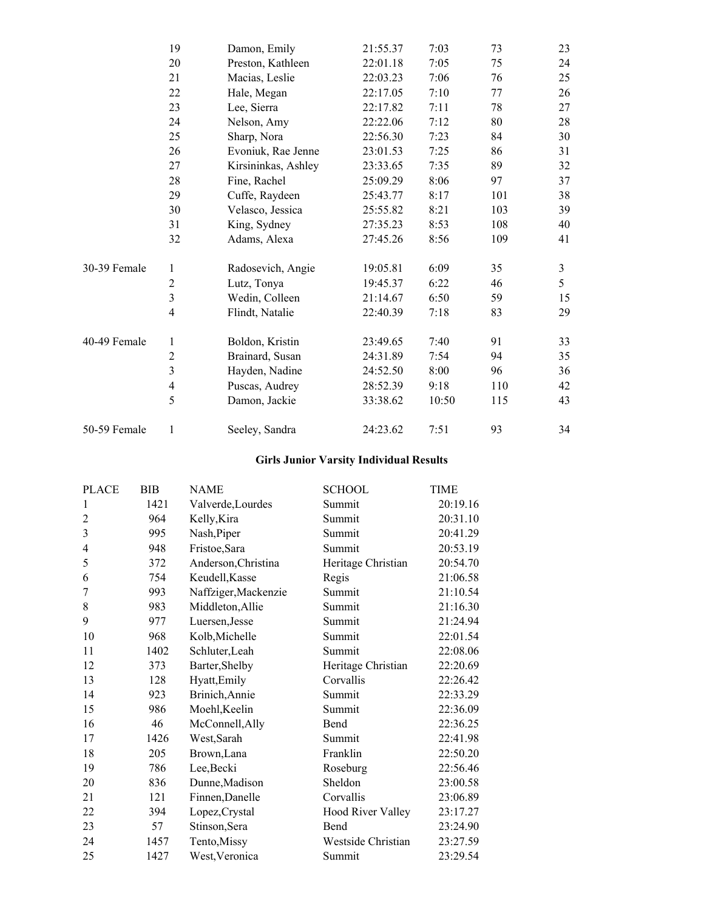| | | | | | | |
|---|---|---|---|---|---|---|
| | 19 | Damon, Emily | 21:55.37 | 7:03 | 73 | 23 |
| | 20 | Preston, Kathleen | 22:01.18 | 7:05 | 75 | 24 |
| | 21 | Macias, Leslie | 22:03.23 | 7:06 | 76 | 25 |
| | 22 | Hale, Megan | 22:17.05 | 7:10 | 77 | 26 |
| | 23 | Lee, Sierra | 22:17.82 | 7:11 | 78 | 27 |
| | 24 | Nelson, Amy | 22:22.06 | 7:12 | 80 | 28 |
| | 25 | Sharp, Nora | 22:56.30 | 7:23 | 84 | 30 |
| | 26 | Evoniuk, Rae Jenne | 23:01.53 | 7:25 | 86 | 31 |
| | 27 | Kirsininkas, Ashley | 23:33.65 | 7:35 | 89 | 32 |
| | 28 | Fine, Rachel | 25:09.29 | 8:06 | 97 | 37 |
| | 29 | Cuffe, Raydeen | 25:43.77 | 8:17 | 101 | 38 |
| | 30 | Velasco, Jessica | 25:55.82 | 8:21 | 103 | 39 |
| | 31 | King, Sydney | 27:35.23 | 8:53 | 108 | 40 |
| | 32 | Adams, Alexa | 27:45.26 | 8:56 | 109 | 41 |
| 30-39 Female | 1 | Radosevich, Angie | 19:05.81 | 6:09 | 35 | 3 |
| | 2 | Lutz, Tonya | 19:45.37 | 6:22 | 46 | 5 |
| | 3 | Wedin, Colleen | 21:14.67 | 6:50 | 59 | 15 |
| | 4 | Flindt, Natalie | 22:40.39 | 7:18 | 83 | 29 |
| 40-49 Female | 1 | Boldon, Kristin | 23:49.65 | 7:40 | 91 | 33 |
| | 2 | Brainard, Susan | 24:31.89 | 7:54 | 94 | 35 |
| | 3 | Hayden, Nadine | 24:52.50 | 8:00 | 96 | 36 |
| | 4 | Puscas, Audrey | 28:52.39 | 9:18 | 110 | 42 |
| | 5 | Damon, Jackie | 33:38.62 | 10:50 | 115 | 43 |
| 50-59 Female | 1 | Seeley, Sandra | 24:23.62 | 7:51 | 93 | 34 |

## Girls Junior Varsity Individual Results

| PLACE | BIB | NAME | SCHOOL | TIME |
|---|---|---|---|---|
| 1 | 1421 | Valverde,Lourdes | Summit | 20:19.16 |
| 2 | 964 | Kelly,Kira | Summit | 20:31.10 |
| 3 | 995 | Nash,Piper | Summit | 20:41.29 |
| 4 | 948 | Fristoe,Sara | Summit | 20:53.19 |
| 5 | 372 | Anderson,Christina | Heritage Christian | 20:54.70 |
| 6 | 754 | Keudell,Kasse | Regis | 21:06.58 |
| 7 | 993 | Naffziger,Mackenzie | Summit | 21:10.54 |
| 8 | 983 | Middleton,Allie | Summit | 21:16.30 |
| 9 | 977 | Luersen,Jesse | Summit | 21:24.94 |
| 10 | 968 | Kolb,Michelle | Summit | 22:01.54 |
| 11 | 1402 | Schluter,Leah | Summit | 22:08.06 |
| 12 | 373 | Barter,Shelby | Heritage Christian | 22:20.69 |
| 13 | 128 | Hyatt,Emily | Corvallis | 22:26.42 |
| 14 | 923 | Brinich,Annie | Summit | 22:33.29 |
| 15 | 986 | Moehl,Keelin | Summit | 22:36.09 |
| 16 | 46 | McConnell,Ally | Bend | 22:36.25 |
| 17 | 1426 | West,Sarah | Summit | 22:41.98 |
| 18 | 205 | Brown,Lana | Franklin | 22:50.20 |
| 19 | 786 | Lee,Becki | Roseburg | 22:56.46 |
| 20 | 836 | Dunne,Madison | Sheldon | 23:00.58 |
| 21 | 121 | Finnen,Danelle | Corvallis | 23:06.89 |
| 22 | 394 | Lopez,Crystal | Hood River Valley | 23:17.27 |
| 23 | 57 | Stinson,Sera | Bend | 23:24.90 |
| 24 | 1457 | Tento,Missy | Westside Christian | 23:27.59 |
| 25 | 1427 | West,Veronica | Summit | 23:29.54 |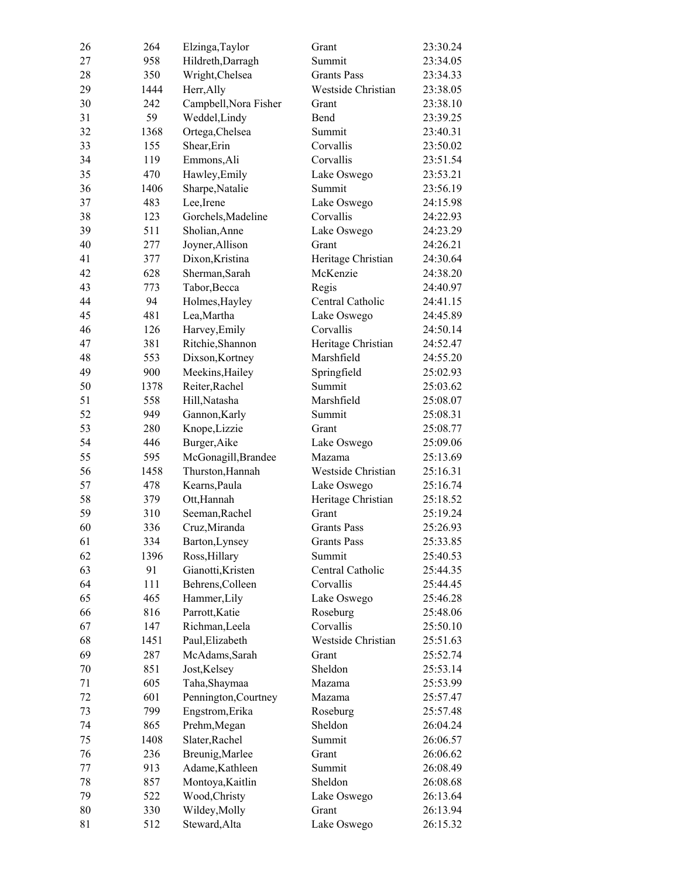| | | | | |
|---|---|---|---|---|
| 26 | 264 | Elzinga,Taylor | Grant | 23:30.24 |
| 27 | 958 | Hildreth,Darragh | Summit | 23:34.05 |
| 28 | 350 | Wright,Chelsea | Grants Pass | 23:34.33 |
| 29 | 1444 | Herr,Ally | Westside Christian | 23:38.05 |
| 30 | 242 | Campbell,Nora Fisher | Grant | 23:38.10 |
| 31 | 59 | Weddel,Lindy | Bend | 23:39.25 |
| 32 | 1368 | Ortega,Chelsea | Summit | 23:40.31 |
| 33 | 155 | Shear,Erin | Corvallis | 23:50.02 |
| 34 | 119 | Emmons,Ali | Corvallis | 23:51.54 |
| 35 | 470 | Hawley,Emily | Lake Oswego | 23:53.21 |
| 36 | 1406 | Sharpe,Natalie | Summit | 23:56.19 |
| 37 | 483 | Lee,Irene | Lake Oswego | 24:15.98 |
| 38 | 123 | Gorchels,Madeline | Corvallis | 24:22.93 |
| 39 | 511 | Sholian,Anne | Lake Oswego | 24:23.29 |
| 40 | 277 | Joyner,Allison | Grant | 24:26.21 |
| 41 | 377 | Dixon,Kristina | Heritage Christian | 24:30.64 |
| 42 | 628 | Sherman,Sarah | McKenzie | 24:38.20 |
| 43 | 773 | Tabor,Becca | Regis | 24:40.97 |
| 44 | 94 | Holmes,Hayley | Central Catholic | 24:41.15 |
| 45 | 481 | Lea,Martha | Lake Oswego | 24:45.89 |
| 46 | 126 | Harvey,Emily | Corvallis | 24:50.14 |
| 47 | 381 | Ritchie,Shannon | Heritage Christian | 24:52.47 |
| 48 | 553 | Dixson,Kortney | Marshfield | 24:55.20 |
| 49 | 900 | Meekins,Hailey | Springfield | 25:02.93 |
| 50 | 1378 | Reiter,Rachel | Summit | 25:03.62 |
| 51 | 558 | Hill,Natasha | Marshfield | 25:08.07 |
| 52 | 949 | Gannon,Karly | Summit | 25:08.31 |
| 53 | 280 | Knope,Lizzie | Grant | 25:08.77 |
| 54 | 446 | Burger,Aike | Lake Oswego | 25:09.06 |
| 55 | 595 | McGonagill,Brandee | Mazama | 25:13.69 |
| 56 | 1458 | Thurston,Hannah | Westside Christian | 25:16.31 |
| 57 | 478 | Kearns,Paula | Lake Oswego | 25:16.74 |
| 58 | 379 | Ott,Hannah | Heritage Christian | 25:18.52 |
| 59 | 310 | Seeman,Rachel | Grant | 25:19.24 |
| 60 | 336 | Cruz,Miranda | Grants Pass | 25:26.93 |
| 61 | 334 | Barton,Lynsey | Grants Pass | 25:33.85 |
| 62 | 1396 | Ross,Hillary | Summit | 25:40.53 |
| 63 | 91 | Gianotti,Kristen | Central Catholic | 25:44.35 |
| 64 | 111 | Behrens,Colleen | Corvallis | 25:44.45 |
| 65 | 465 | Hammer,Lily | Lake Oswego | 25:46.28 |
| 66 | 816 | Parrott,Katie | Roseburg | 25:48.06 |
| 67 | 147 | Richman,Leela | Corvallis | 25:50.10 |
| 68 | 1451 | Paul,Elizabeth | Westside Christian | 25:51.63 |
| 69 | 287 | McAdams,Sarah | Grant | 25:52.74 |
| 70 | 851 | Jost,Kelsey | Sheldon | 25:53.14 |
| 71 | 605 | Taha,Shaymaa | Mazama | 25:53.99 |
| 72 | 601 | Pennington,Courtney | Mazama | 25:57.47 |
| 73 | 799 | Engstrom,Erika | Roseburg | 25:57.48 |
| 74 | 865 | Prehm,Megan | Sheldon | 26:04.24 |
| 75 | 1408 | Slater,Rachel | Summit | 26:06.57 |
| 76 | 236 | Breunig,Marlee | Grant | 26:06.62 |
| 77 | 913 | Adame,Kathleen | Summit | 26:08.49 |
| 78 | 857 | Montoya,Kaitlin | Sheldon | 26:08.68 |
| 79 | 522 | Wood,Christy | Lake Oswego | 26:13.64 |
| 80 | 330 | Wildey,Molly | Grant | 26:13.94 |
| 81 | 512 | Steward,Alta | Lake Oswego | 26:15.32 |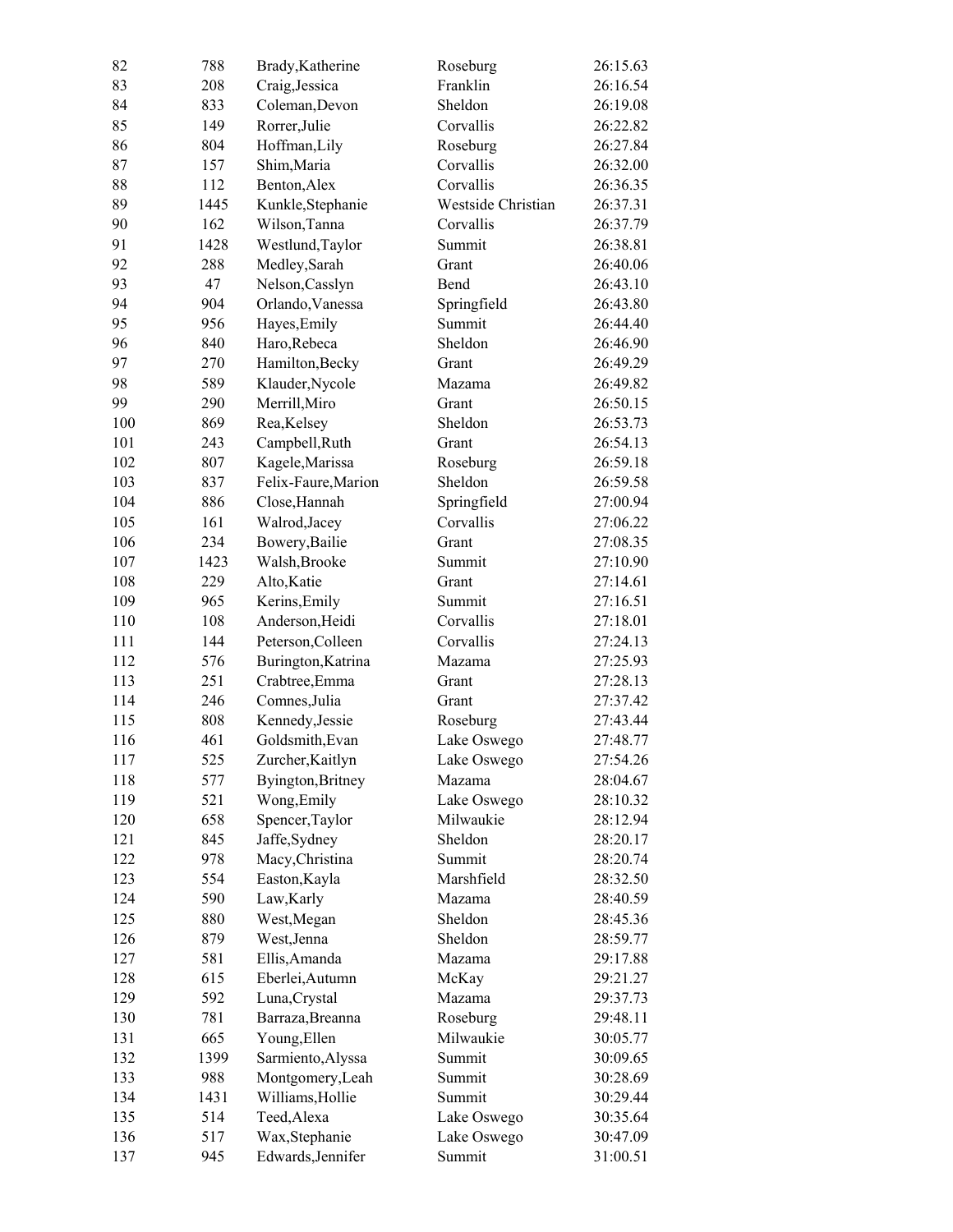| 82 | 788 | Brady,Katherine | Roseburg | 26:15.63 |
|---|---|---|---|---|
| 83 | 208 | Craig,Jessica | Franklin | 26:16.54 |
| 84 | 833 | Coleman,Devon | Sheldon | 26:19.08 |
| 85 | 149 | Rorrer,Julie | Corvallis | 26:22.82 |
| 86 | 804 | Hoffman,Lily | Roseburg | 26:27.84 |
| 87 | 157 | Shim,Maria | Corvallis | 26:32.00 |
| 88 | 112 | Benton,Alex | Corvallis | 26:36.35 |
| 89 | 1445 | Kunkle,Stephanie | Westside Christian | 26:37.31 |
| 90 | 162 | Wilson,Tanna | Corvallis | 26:37.79 |
| 91 | 1428 | Westlund,Taylor | Summit | 26:38.81 |
| 92 | 288 | Medley,Sarah | Grant | 26:40.06 |
| 93 | 47 | Nelson,Casslyn | Bend | 26:43.10 |
| 94 | 904 | Orlando,Vanessa | Springfield | 26:43.80 |
| 95 | 956 | Hayes,Emily | Summit | 26:44.40 |
| 96 | 840 | Haro,Rebeca | Sheldon | 26:46.90 |
| 97 | 270 | Hamilton,Becky | Grant | 26:49.29 |
| 98 | 589 | Klauder,Nycole | Mazama | 26:49.82 |
| 99 | 290 | Merrill,Miro | Grant | 26:50.15 |
| 100 | 869 | Rea,Kelsey | Sheldon | 26:53.73 |
| 101 | 243 | Campbell,Ruth | Grant | 26:54.13 |
| 102 | 807 | Kagele,Marissa | Roseburg | 26:59.18 |
| 103 | 837 | Felix-Faure,Marion | Sheldon | 26:59.58 |
| 104 | 886 | Close,Hannah | Springfield | 27:00.94 |
| 105 | 161 | Walrod,Jacey | Corvallis | 27:06.22 |
| 106 | 234 | Bowery,Bailie | Grant | 27:08.35 |
| 107 | 1423 | Walsh,Brooke | Summit | 27:10.90 |
| 108 | 229 | Alto,Katie | Grant | 27:14.61 |
| 109 | 965 | Kerins,Emily | Summit | 27:16.51 |
| 110 | 108 | Anderson,Heidi | Corvallis | 27:18.01 |
| 111 | 144 | Peterson,Colleen | Corvallis | 27:24.13 |
| 112 | 576 | Burington,Katrina | Mazama | 27:25.93 |
| 113 | 251 | Crabtree,Emma | Grant | 27:28.13 |
| 114 | 246 | Comnes,Julia | Grant | 27:37.42 |
| 115 | 808 | Kennedy,Jessie | Roseburg | 27:43.44 |
| 116 | 461 | Goldsmith,Evan | Lake Oswego | 27:48.77 |
| 117 | 525 | Zurcher,Kaitlyn | Lake Oswego | 27:54.26 |
| 118 | 577 | Byington,Britney | Mazama | 28:04.67 |
| 119 | 521 | Wong,Emily | Lake Oswego | 28:10.32 |
| 120 | 658 | Spencer,Taylor | Milwaukie | 28:12.94 |
| 121 | 845 | Jaffe,Sydney | Sheldon | 28:20.17 |
| 122 | 978 | Macy,Christina | Summit | 28:20.74 |
| 123 | 554 | Easton,Kayla | Marshfield | 28:32.50 |
| 124 | 590 | Law,Karly | Mazama | 28:40.59 |
| 125 | 880 | West,Megan | Sheldon | 28:45.36 |
| 126 | 879 | West,Jenna | Sheldon | 28:59.77 |
| 127 | 581 | Ellis,Amanda | Mazama | 29:17.88 |
| 128 | 615 | Eberlei,Autumn | McKay | 29:21.27 |
| 129 | 592 | Luna,Crystal | Mazama | 29:37.73 |
| 130 | 781 | Barraza,Breanna | Roseburg | 29:48.11 |
| 131 | 665 | Young,Ellen | Milwaukie | 30:05.77 |
| 132 | 1399 | Sarmiento,Alyssa | Summit | 30:09.65 |
| 133 | 988 | Montgomery,Leah | Summit | 30:28.69 |
| 134 | 1431 | Williams,Hollie | Summit | 30:29.44 |
| 135 | 514 | Teed,Alexa | Lake Oswego | 30:35.64 |
| 136 | 517 | Wax,Stephanie | Lake Oswego | 30:47.09 |
| 137 | 945 | Edwards,Jennifer | Summit | 31:00.51 |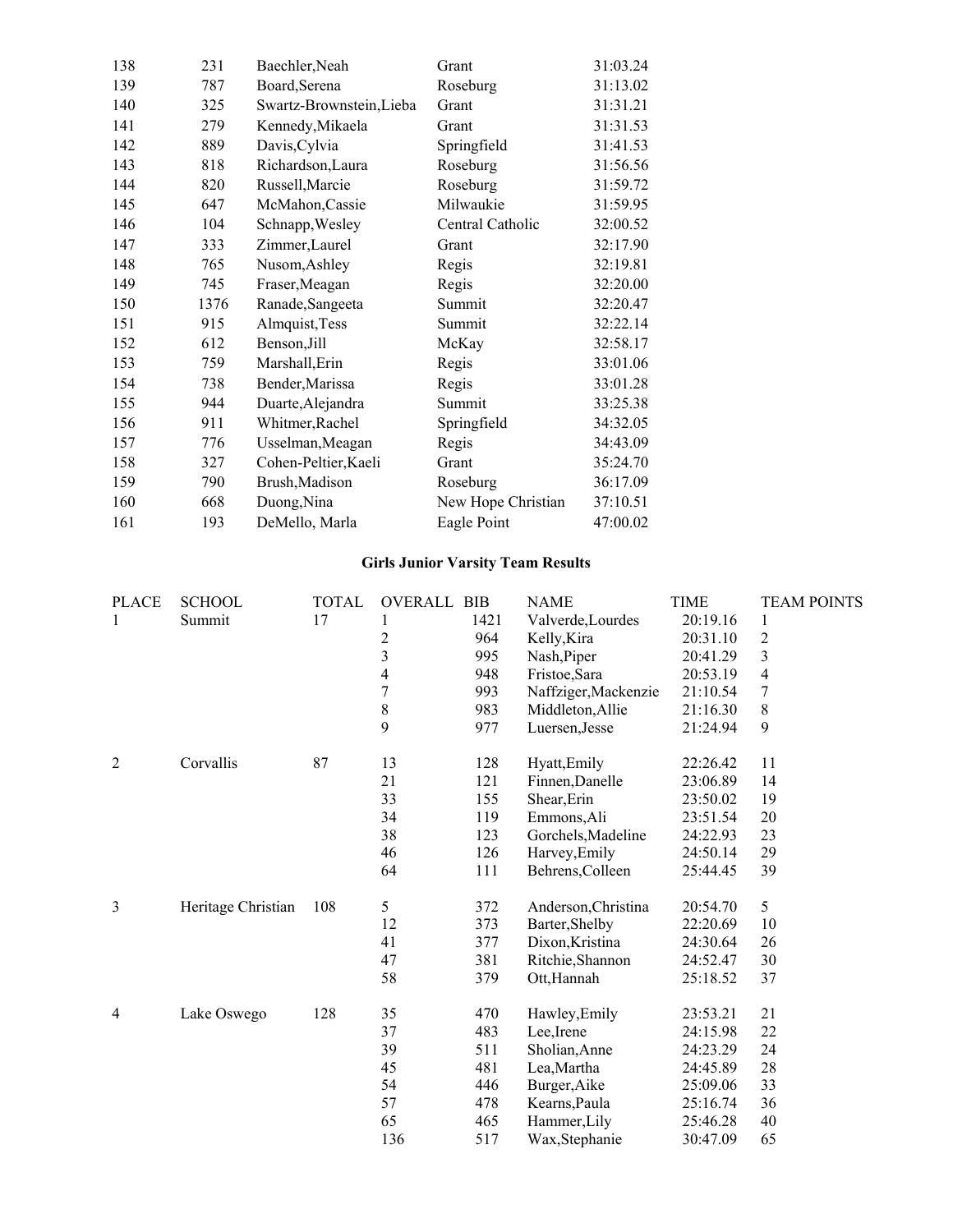| | | | | |
|---|---|---|---|---|
| 138 | 231 | Baechler,Neah | Grant | 31:03.24 |
| 139 | 787 | Board,Serena | Roseburg | 31:13.02 |
| 140 | 325 | Swartz-Brownstein,Lieba | Grant | 31:31.21 |
| 141 | 279 | Kennedy,Mikaela | Grant | 31:31.53 |
| 142 | 889 | Davis,Cylvia | Springfield | 31:41.53 |
| 143 | 818 | Richardson,Laura | Roseburg | 31:56.56 |
| 144 | 820 | Russell,Marcie | Roseburg | 31:59.72 |
| 145 | 647 | McMahon,Cassie | Milwaukie | 31:59.95 |
| 146 | 104 | Schnapp,Wesley | Central Catholic | 32:00.52 |
| 147 | 333 | Zimmer,Laurel | Grant | 32:17.90 |
| 148 | 765 | Nusom,Ashley | Regis | 32:19.81 |
| 149 | 745 | Fraser,Meagan | Regis | 32:20.00 |
| 150 | 1376 | Ranade,Sangeeta | Summit | 32:20.47 |
| 151 | 915 | Almquist,Tess | Summit | 32:22.14 |
| 152 | 612 | Benson,Jill | McKay | 32:58.17 |
| 153 | 759 | Marshall,Erin | Regis | 33:01.06 |
| 154 | 738 | Bender,Marissa | Regis | 33:01.28 |
| 155 | 944 | Duarte,Alejandra | Summit | 33:25.38 |
| 156 | 911 | Whitmer,Rachel | Springfield | 34:32.05 |
| 157 | 776 | Usselman,Meagan | Regis | 34:43.09 |
| 158 | 327 | Cohen-Peltier,Kaeli | Grant | 35:24.70 |
| 159 | 790 | Brush,Madison | Roseburg | 36:17.09 |
| 160 | 668 | Duong,Nina | New Hope Christian | 37:10.51 |
| 161 | 193 | DeMello, Marla | Eagle Point | 47:00.02 |

## Girls Junior Varsity Team Results

| PLACE | SCHOOL | TOTAL | OVERALL | BIB | NAME | TIME | TEAM POINTS |
|---|---|---|---|---|---|---|---|
| 1 | Summit | 17 | 1 | 1421 | Valverde,Lourdes | 20:19.16 | 1 |
| | | | 2 | 964 | Kelly,Kira | 20:31.10 | 2 |
| | | | 3 | 995 | Nash,Piper | 20:41.29 | 3 |
| | | | 4 | 948 | Fristoe,Sara | 20:53.19 | 4 |
| | | | 7 | 993 | Naffziger,Mackenzie | 21:10.54 | 7 |
| | | | 8 | 983 | Middleton,Allie | 21:16.30 | 8 |
| | | | 9 | 977 | Luersen,Jesse | 21:24.94 | 9 |
| 2 | Corvallis | 87 | 13 | 128 | Hyatt,Emily | 22:26.42 | 11 |
| | | | 21 | 121 | Finnen,Danelle | 23:06.89 | 14 |
| | | | 33 | 155 | Shear,Erin | 23:50.02 | 19 |
| | | | 34 | 119 | Emmons,Ali | 23:51.54 | 20 |
| | | | 38 | 123 | Gorchels,Madeline | 24:22.93 | 23 |
| | | | 46 | 126 | Harvey,Emily | 24:50.14 | 29 |
| | | | 64 | 111 | Behrens,Colleen | 25:44.45 | 39 |
| 3 | Heritage Christian | 108 | 5 | 372 | Anderson,Christina | 20:54.70 | 5 |
| | | | 12 | 373 | Barter,Shelby | 22:20.69 | 10 |
| | | | 41 | 377 | Dixon,Kristina | 24:30.64 | 26 |
| | | | 47 | 381 | Ritchie,Shannon | 24:52.47 | 30 |
| | | | 58 | 379 | Ott,Hannah | 25:18.52 | 37 |
| 4 | Lake Oswego | 128 | 35 | 470 | Hawley,Emily | 23:53.21 | 21 |
| | | | 37 | 483 | Lee,Irene | 24:15.98 | 22 |
| | | | 39 | 511 | Sholian,Anne | 24:23.29 | 24 |
| | | | 45 | 481 | Lea,Martha | 24:45.89 | 28 |
| | | | 54 | 446 | Burger,Aike | 25:09.06 | 33 |
| | | | 57 | 478 | Kearns,Paula | 25:16.74 | 36 |
| | | | 65 | 465 | Hammer,Lily | 25:46.28 | 40 |
| | | | 136 | 517 | Wax,Stephanie | 30:47.09 | 65 |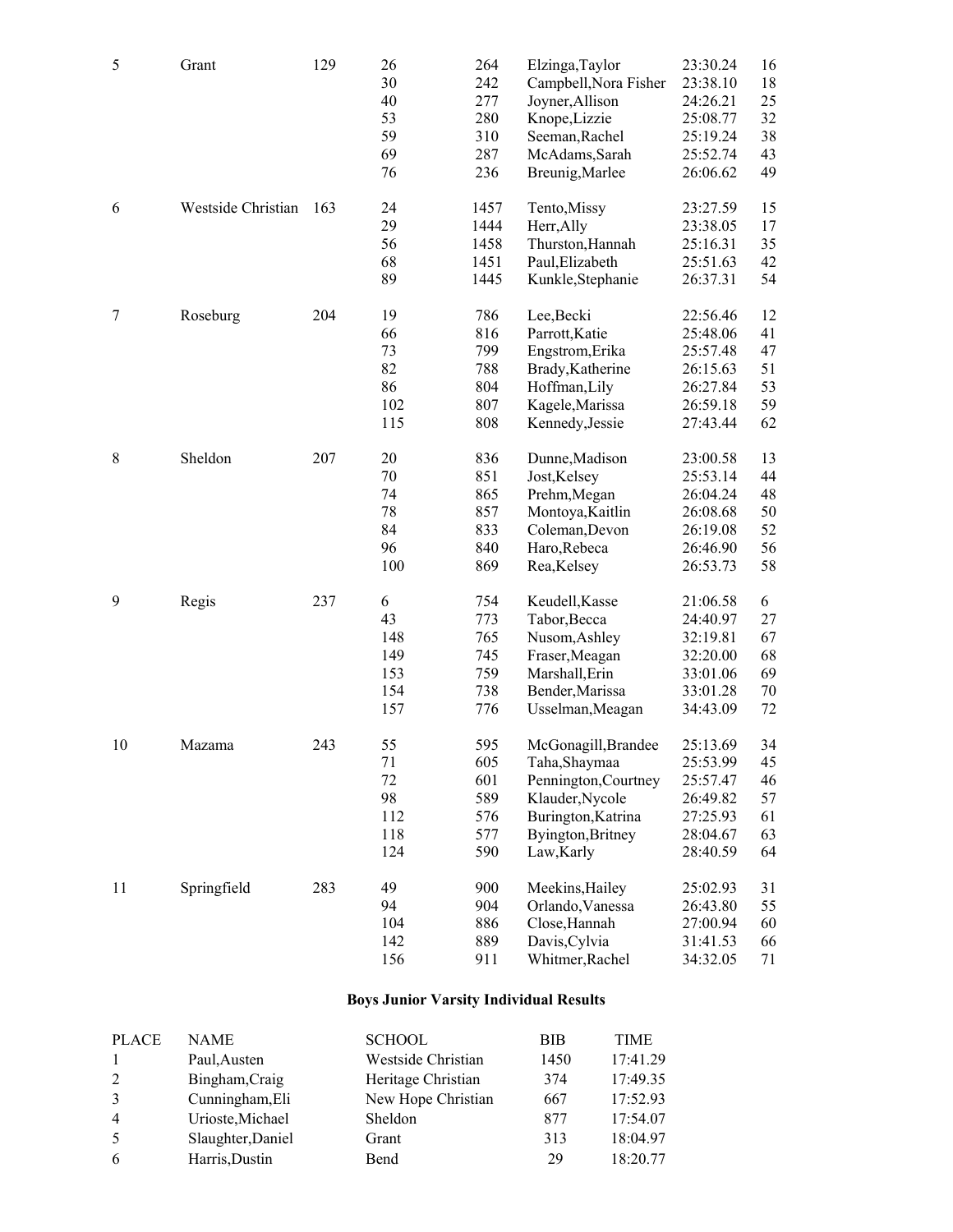| | | | | | | | |
|---|---|---|---|---|---|---|---|
| 5 | Grant | 129 | 26 | 264 | Elzinga,Taylor | 23:30.24 | 16 |
| | | | 30 | 242 | Campbell,Nora Fisher | 23:38.10 | 18 |
| | | | 40 | 277 | Joyner,Allison | 24:26.21 | 25 |
| | | | 53 | 280 | Knope,Lizzie | 25:08.77 | 32 |
| | | | 59 | 310 | Seeman,Rachel | 25:19.24 | 38 |
| | | | 69 | 287 | McAdams,Sarah | 25:52.74 | 43 |
| | | | 76 | 236 | Breunig,Marlee | 26:06.62 | 49 |
| 6 | Westside Christian | 163 | 24 | 1457 | Tento,Missy | 23:27.59 | 15 |
| | | | 29 | 1444 | Herr,Ally | 23:38.05 | 17 |
| | | | 56 | 1458 | Thurston,Hannah | 25:16.31 | 35 |
| | | | 68 | 1451 | Paul,Elizabeth | 25:51.63 | 42 |
| | | | 89 | 1445 | Kunkle,Stephanie | 26:37.31 | 54 |
| 7 | Roseburg | 204 | 19 | 786 | Lee,Becki | 22:56.46 | 12 |
| | | | 66 | 816 | Parrott,Katie | 25:48.06 | 41 |
| | | | 73 | 799 | Engstrom,Erika | 25:57.48 | 47 |
| | | | 82 | 788 | Brady,Katherine | 26:15.63 | 51 |
| | | | 86 | 804 | Hoffman,Lily | 26:27.84 | 53 |
| | | | 102 | 807 | Kagele,Marissa | 26:59.18 | 59 |
| | | | 115 | 808 | Kennedy,Jessie | 27:43.44 | 62 |
| 8 | Sheldon | 207 | 20 | 836 | Dunne,Madison | 23:00.58 | 13 |
| | | | 70 | 851 | Jost,Kelsey | 25:53.14 | 44 |
| | | | 74 | 865 | Prehm,Megan | 26:04.24 | 48 |
| | | | 78 | 857 | Montoya,Kaitlin | 26:08.68 | 50 |
| | | | 84 | 833 | Coleman,Devon | 26:19.08 | 52 |
| | | | 96 | 840 | Haro,Rebeca | 26:46.90 | 56 |
| | | | 100 | 869 | Rea,Kelsey | 26:53.73 | 58 |
| 9 | Regis | 237 | 6 | 754 | Keudell,Kasse | 21:06.58 | 6 |
| | | | 43 | 773 | Tabor,Becca | 24:40.97 | 27 |
| | | | 148 | 765 | Nusom,Ashley | 32:19.81 | 67 |
| | | | 149 | 745 | Fraser,Meagan | 32:20.00 | 68 |
| | | | 153 | 759 | Marshall,Erin | 33:01.06 | 69 |
| | | | 154 | 738 | Bender,Marissa | 33:01.28 | 70 |
| | | | 157 | 776 | Usselman,Meagan | 34:43.09 | 72 |
| 10 | Mazama | 243 | 55 | 595 | McGonagill,Brandee | 25:13.69 | 34 |
| | | | 71 | 605 | Taha,Shaymaa | 25:53.99 | 45 |
| | | | 72 | 601 | Pennington,Courtney | 25:57.47 | 46 |
| | | | 98 | 589 | Klauder,Nycole | 26:49.82 | 57 |
| | | | 112 | 576 | Burington,Katrina | 27:25.93 | 61 |
| | | | 118 | 577 | Byington,Britney | 28:04.67 | 63 |
| | | | 124 | 590 | Law,Karly | 28:40.59 | 64 |
| 11 | Springfield | 283 | 49 | 900 | Meekins,Hailey | 25:02.93 | 31 |
| | | | 94 | 904 | Orlando,Vanessa | 26:43.80 | 55 |
| | | | 104 | 886 | Close,Hannah | 27:00.94 | 60 |
| | | | 142 | 889 | Davis,Cylvia | 31:41.53 | 66 |
| | | | 156 | 911 | Whitmer,Rachel | 34:32.05 | 71 |

**Boys Junior Varsity Individual Results**

| PLACE | NAME | SCHOOL | BIB | TIME |
|---|---|---|---|---|
| 1 | Paul,Austen | Westside Christian | 1450 | 17:41.29 |
| 2 | Bingham,Craig | Heritage Christian | 374 | 17:49.35 |
| 3 | Cunningham,Eli | New Hope Christian | 667 | 17:52.93 |
| 4 | Urioste,Michael | Sheldon | 877 | 17:54.07 |
| 5 | Slaughter,Daniel | Grant | 313 | 18:04.97 |
| 6 | Harris,Dustin | Bend | 29 | 18:20.77 |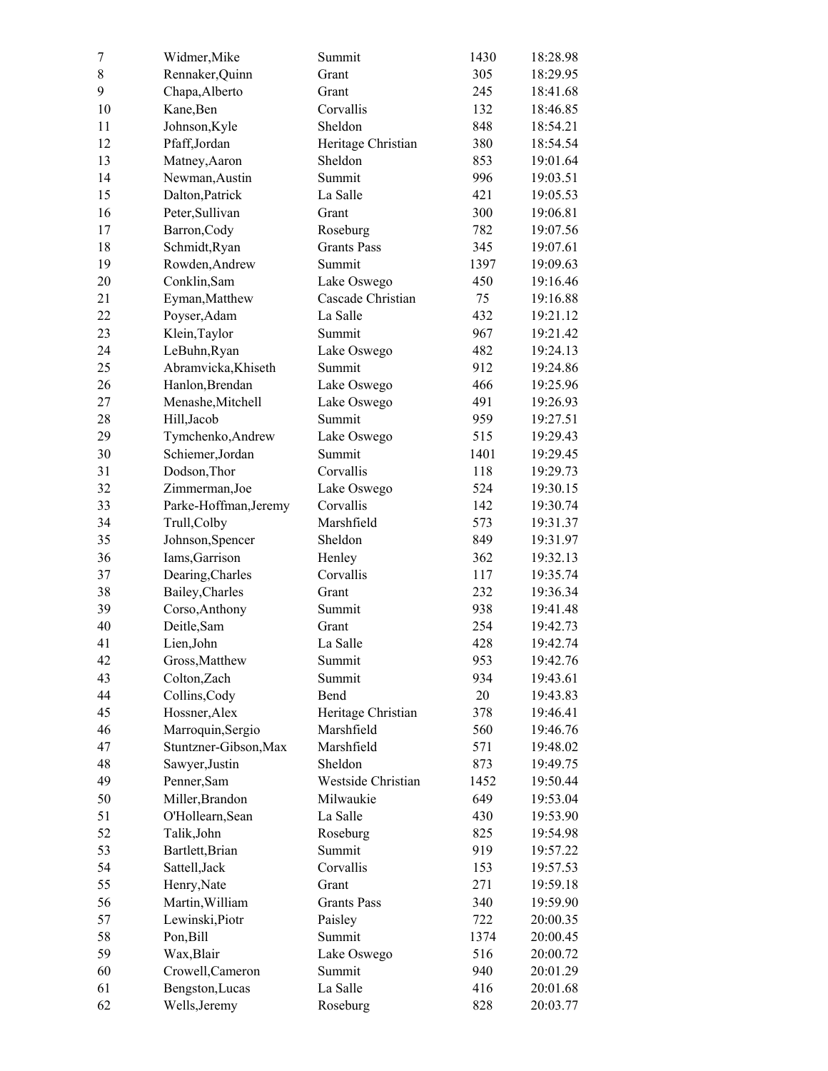| | | | | |
|---|---|---|---|---|
| 7 | Widmer,Mike | Summit | 1430 | 18:28.98 |
| 8 | Rennaker,Quinn | Grant | 305 | 18:29.95 |
| 9 | Chapa,Alberto | Grant | 245 | 18:41.68 |
| 10 | Kane,Ben | Corvallis | 132 | 18:46.85 |
| 11 | Johnson,Kyle | Sheldon | 848 | 18:54.21 |
| 12 | Pfaff,Jordan | Heritage Christian | 380 | 18:54.54 |
| 13 | Matney,Aaron | Sheldon | 853 | 19:01.64 |
| 14 | Newman,Austin | Summit | 996 | 19:03.51 |
| 15 | Dalton,Patrick | La Salle | 421 | 19:05.53 |
| 16 | Peter,Sullivan | Grant | 300 | 19:06.81 |
| 17 | Barron,Cody | Roseburg | 782 | 19:07.56 |
| 18 | Schmidt,Ryan | Grants Pass | 345 | 19:07.61 |
| 19 | Rowden,Andrew | Summit | 1397 | 19:09.63 |
| 20 | Conklin,Sam | Lake Oswego | 450 | 19:16.46 |
| 21 | Eyman,Matthew | Cascade Christian | 75 | 19:16.88 |
| 22 | Poyser,Adam | La Salle | 432 | 19:21.12 |
| 23 | Klein,Taylor | Summit | 967 | 19:21.42 |
| 24 | LeBuhn,Ryan | Lake Oswego | 482 | 19:24.13 |
| 25 | Abramvicka,Khiseth | Summit | 912 | 19:24.86 |
| 26 | Hanlon,Brendan | Lake Oswego | 466 | 19:25.96 |
| 27 | Menashe,Mitchell | Lake Oswego | 491 | 19:26.93 |
| 28 | Hill,Jacob | Summit | 959 | 19:27.51 |
| 29 | Tymchenko,Andrew | Lake Oswego | 515 | 19:29.43 |
| 30 | Schiemer,Jordan | Summit | 1401 | 19:29.45 |
| 31 | Dodson,Thor | Corvallis | 118 | 19:29.73 |
| 32 | Zimmerman,Joe | Lake Oswego | 524 | 19:30.15 |
| 33 | Parke-Hoffman,Jeremy | Corvallis | 142 | 19:30.74 |
| 34 | Trull,Colby | Marshfield | 573 | 19:31.37 |
| 35 | Johnson,Spencer | Sheldon | 849 | 19:31.97 |
| 36 | Iams,Garrison | Henley | 362 | 19:32.13 |
| 37 | Dearing,Charles | Corvallis | 117 | 19:35.74 |
| 38 | Bailey,Charles | Grant | 232 | 19:36.34 |
| 39 | Corso,Anthony | Summit | 938 | 19:41.48 |
| 40 | Deitle,Sam | Grant | 254 | 19:42.73 |
| 41 | Lien,John | La Salle | 428 | 19:42.74 |
| 42 | Gross,Matthew | Summit | 953 | 19:42.76 |
| 43 | Colton,Zach | Summit | 934 | 19:43.61 |
| 44 | Collins,Cody | Bend | 20 | 19:43.83 |
| 45 | Hossner,Alex | Heritage Christian | 378 | 19:46.41 |
| 46 | Marroquin,Sergio | Marshfield | 560 | 19:46.76 |
| 47 | Stuntzner-Gibson,Max | Marshfield | 571 | 19:48.02 |
| 48 | Sawyer,Justin | Sheldon | 873 | 19:49.75 |
| 49 | Penner,Sam | Westside Christian | 1452 | 19:50.44 |
| 50 | Miller,Brandon | Milwaukie | 649 | 19:53.04 |
| 51 | O'Hollearn,Sean | La Salle | 430 | 19:53.90 |
| 52 | Talik,John | Roseburg | 825 | 19:54.98 |
| 53 | Bartlett,Brian | Summit | 919 | 19:57.22 |
| 54 | Sattell,Jack | Corvallis | 153 | 19:57.53 |
| 55 | Henry,Nate | Grant | 271 | 19:59.18 |
| 56 | Martin,William | Grants Pass | 340 | 19:59.90 |
| 57 | Lewinski,Piotr | Paisley | 722 | 20:00.35 |
| 58 | Pon,Bill | Summit | 1374 | 20:00.45 |
| 59 | Wax,Blair | Lake Oswego | 516 | 20:00.72 |
| 60 | Crowell,Cameron | Summit | 940 | 20:01.29 |
| 61 | Bengston,Lucas | La Salle | 416 | 20:01.68 |
| 62 | Wells,Jeremy | Roseburg | 828 | 20:03.77 |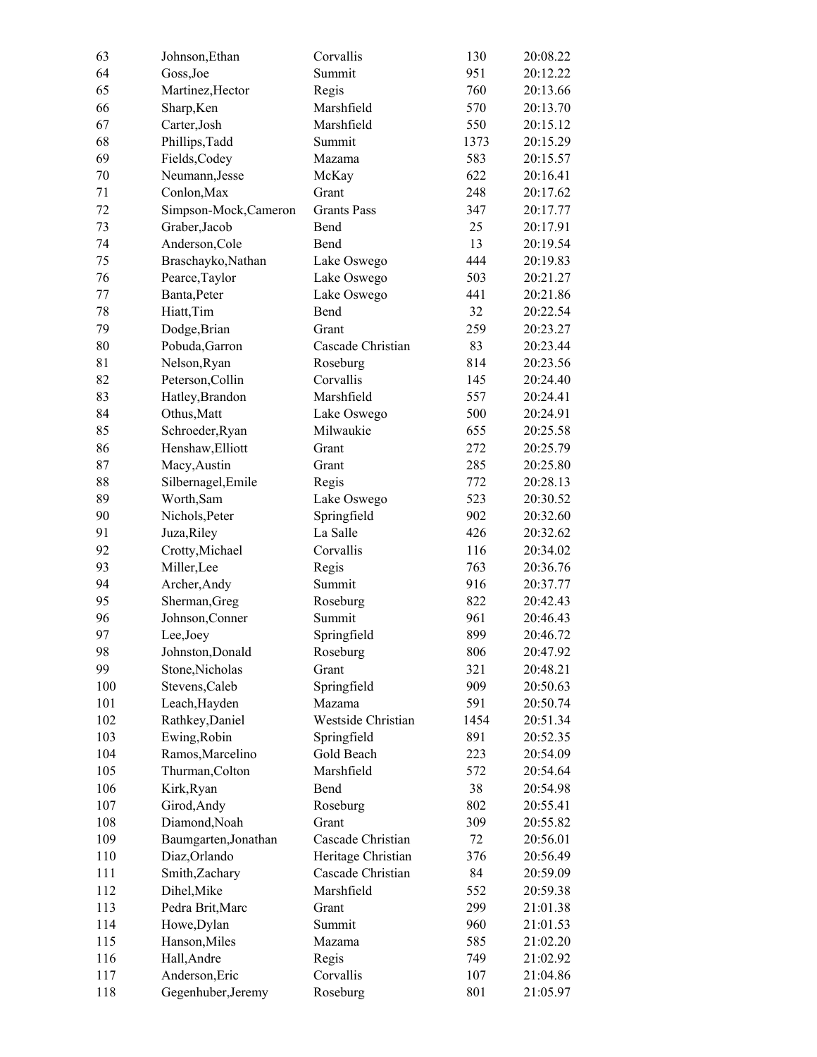| | | | | |
|---|---|---|---|---|
| 63 | Johnson,Ethan | Corvallis | 130 | 20:08.22 |
| 64 | Goss,Joe | Summit | 951 | 20:12.22 |
| 65 | Martinez,Hector | Regis | 760 | 20:13.66 |
| 66 | Sharp,Ken | Marshfield | 570 | 20:13.70 |
| 67 | Carter,Josh | Marshfield | 550 | 20:15.12 |
| 68 | Phillips,Tadd | Summit | 1373 | 20:15.29 |
| 69 | Fields,Codey | Mazama | 583 | 20:15.57 |
| 70 | Neumann,Jesse | McKay | 622 | 20:16.41 |
| 71 | Conlon,Max | Grant | 248 | 20:17.62 |
| 72 | Simpson-Mock,Cameron | Grants Pass | 347 | 20:17.77 |
| 73 | Graber,Jacob | Bend | 25 | 20:17.91 |
| 74 | Anderson,Cole | Bend | 13 | 20:19.54 |
| 75 | Braschayko,Nathan | Lake Oswego | 444 | 20:19.83 |
| 76 | Pearce,Taylor | Lake Oswego | 503 | 20:21.27 |
| 77 | Banta,Peter | Lake Oswego | 441 | 20:21.86 |
| 78 | Hiatt,Tim | Bend | 32 | 20:22.54 |
| 79 | Dodge,Brian | Grant | 259 | 20:23.27 |
| 80 | Pobuda,Garron | Cascade Christian | 83 | 20:23.44 |
| 81 | Nelson,Ryan | Roseburg | 814 | 20:23.56 |
| 82 | Peterson,Collin | Corvallis | 145 | 20:24.40 |
| 83 | Hatley,Brandon | Marshfield | 557 | 20:24.41 |
| 84 | Othus,Matt | Lake Oswego | 500 | 20:24.91 |
| 85 | Schroeder,Ryan | Milwaukie | 655 | 20:25.58 |
| 86 | Henshaw,Elliott | Grant | 272 | 20:25.79 |
| 87 | Macy,Austin | Grant | 285 | 20:25.80 |
| 88 | Silbernagel,Emile | Regis | 772 | 20:28.13 |
| 89 | Worth,Sam | Lake Oswego | 523 | 20:30.52 |
| 90 | Nichols,Peter | Springfield | 902 | 20:32.60 |
| 91 | Juza,Riley | La Salle | 426 | 20:32.62 |
| 92 | Crotty,Michael | Corvallis | 116 | 20:34.02 |
| 93 | Miller,Lee | Regis | 763 | 20:36.76 |
| 94 | Archer,Andy | Summit | 916 | 20:37.77 |
| 95 | Sherman,Greg | Roseburg | 822 | 20:42.43 |
| 96 | Johnson,Conner | Summit | 961 | 20:46.43 |
| 97 | Lee,Joey | Springfield | 899 | 20:46.72 |
| 98 | Johnston,Donald | Roseburg | 806 | 20:47.92 |
| 99 | Stone,Nicholas | Grant | 321 | 20:48.21 |
| 100 | Stevens,Caleb | Springfield | 909 | 20:50.63 |
| 101 | Leach,Hayden | Mazama | 591 | 20:50.74 |
| 102 | Rathkey,Daniel | Westside Christian | 1454 | 20:51.34 |
| 103 | Ewing,Robin | Springfield | 891 | 20:52.35 |
| 104 | Ramos,Marcelino | Gold Beach | 223 | 20:54.09 |
| 105 | Thurman,Colton | Marshfield | 572 | 20:54.64 |
| 106 | Kirk,Ryan | Bend | 38 | 20:54.98 |
| 107 | Girod,Andy | Roseburg | 802 | 20:55.41 |
| 108 | Diamond,Noah | Grant | 309 | 20:55.82 |
| 109 | Baumgarten,Jonathan | Cascade Christian | 72 | 20:56.01 |
| 110 | Diaz,Orlando | Heritage Christian | 376 | 20:56.49 |
| 111 | Smith,Zachary | Cascade Christian | 84 | 20:59.09 |
| 112 | Dihel,Mike | Marshfield | 552 | 20:59.38 |
| 113 | Pedra Brit,Marc | Grant | 299 | 21:01.38 |
| 114 | Howe,Dylan | Summit | 960 | 21:01.53 |
| 115 | Hanson,Miles | Mazama | 585 | 21:02.20 |
| 116 | Hall,Andre | Regis | 749 | 21:02.92 |
| 117 | Anderson,Eric | Corvallis | 107 | 21:04.86 |
| 118 | Gegenhuber,Jeremy | Roseburg | 801 | 21:05.97 |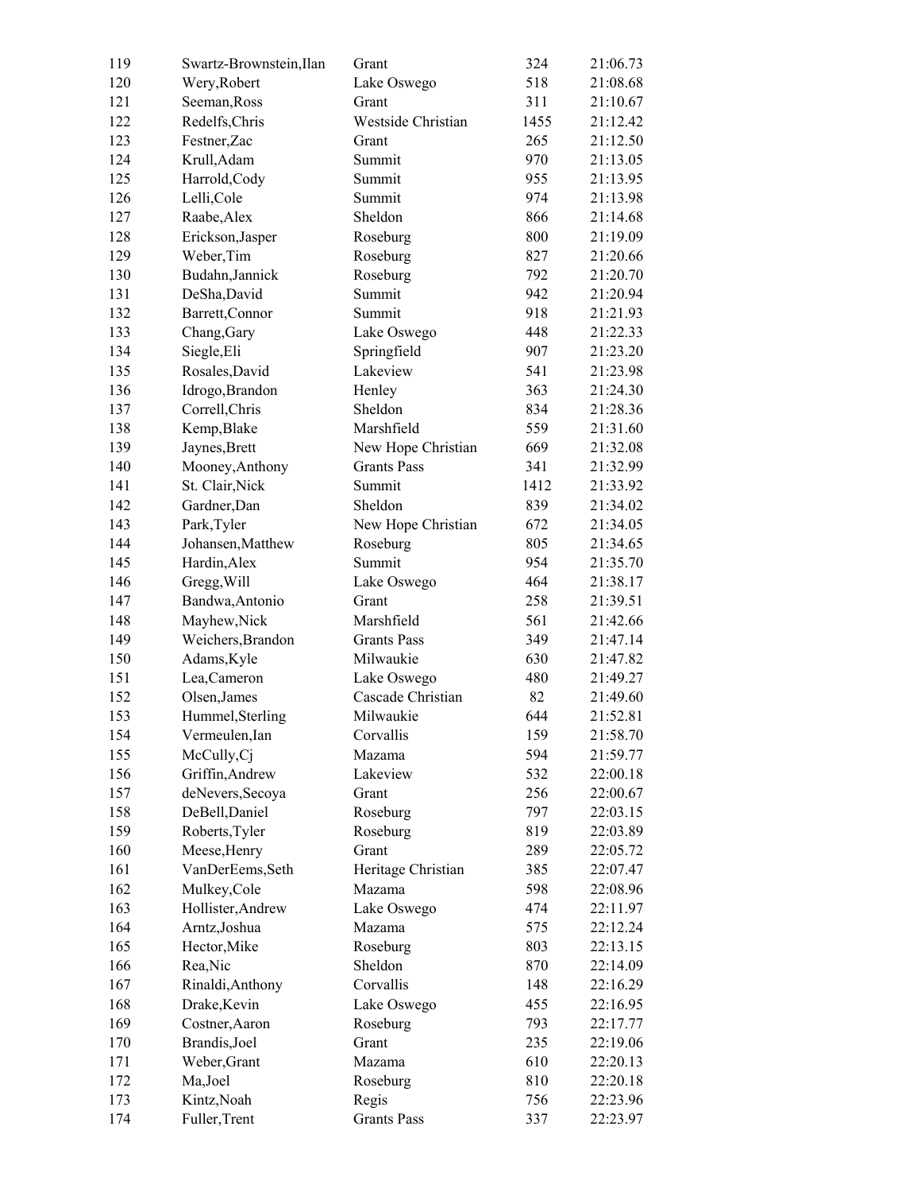| | | | | |
|---|---|---|---|---|
| 119 | Swartz-Brownstein,Ilan | Grant | 324 | 21:06.73 |
| 120 | Wery,Robert | Lake Oswego | 518 | 21:08.68 |
| 121 | Seeman,Ross | Grant | 311 | 21:10.67 |
| 122 | Redelfs,Chris | Westside Christian | 1455 | 21:12.42 |
| 123 | Festner,Zac | Grant | 265 | 21:12.50 |
| 124 | Krull,Adam | Summit | 970 | 21:13.05 |
| 125 | Harrold,Cody | Summit | 955 | 21:13.95 |
| 126 | Lelli,Cole | Summit | 974 | 21:13.98 |
| 127 | Raabe,Alex | Sheldon | 866 | 21:14.68 |
| 128 | Erickson,Jasper | Roseburg | 800 | 21:19.09 |
| 129 | Weber,Tim | Roseburg | 827 | 21:20.66 |
| 130 | Budahn,Jannick | Roseburg | 792 | 21:20.70 |
| 131 | DeSha,David | Summit | 942 | 21:20.94 |
| 132 | Barrett,Connor | Summit | 918 | 21:21.93 |
| 133 | Chang,Gary | Lake Oswego | 448 | 21:22.33 |
| 134 | Siegle,Eli | Springfield | 907 | 21:23.20 |
| 135 | Rosales,David | Lakeview | 541 | 21:23.98 |
| 136 | Idrogo,Brandon | Henley | 363 | 21:24.30 |
| 137 | Correll,Chris | Sheldon | 834 | 21:28.36 |
| 138 | Kemp,Blake | Marshfield | 559 | 21:31.60 |
| 139 | Jaynes,Brett | New Hope Christian | 669 | 21:32.08 |
| 140 | Mooney,Anthony | Grants Pass | 341 | 21:32.99 |
| 141 | St. Clair,Nick | Summit | 1412 | 21:33.92 |
| 142 | Gardner,Dan | Sheldon | 839 | 21:34.02 |
| 143 | Park,Tyler | New Hope Christian | 672 | 21:34.05 |
| 144 | Johansen,Matthew | Roseburg | 805 | 21:34.65 |
| 145 | Hardin,Alex | Summit | 954 | 21:35.70 |
| 146 | Gregg,Will | Lake Oswego | 464 | 21:38.17 |
| 147 | Bandwa,Antonio | Grant | 258 | 21:39.51 |
| 148 | Mayhew,Nick | Marshfield | 561 | 21:42.66 |
| 149 | Weichers,Brandon | Grants Pass | 349 | 21:47.14 |
| 150 | Adams,Kyle | Milwaukie | 630 | 21:47.82 |
| 151 | Lea,Cameron | Lake Oswego | 480 | 21:49.27 |
| 152 | Olsen,James | Cascade Christian | 82 | 21:49.60 |
| 153 | Hummel,Sterling | Milwaukie | 644 | 21:52.81 |
| 154 | Vermeulen,Ian | Corvallis | 159 | 21:58.70 |
| 155 | McCully,Cj | Mazama | 594 | 21:59.77 |
| 156 | Griffin,Andrew | Lakeview | 532 | 22:00.18 |
| 157 | deNevers,Secoya | Grant | 256 | 22:00.67 |
| 158 | DeBell,Daniel | Roseburg | 797 | 22:03.15 |
| 159 | Roberts,Tyler | Roseburg | 819 | 22:03.89 |
| 160 | Meese,Henry | Grant | 289 | 22:05.72 |
| 161 | VanDerEems,Seth | Heritage Christian | 385 | 22:07.47 |
| 162 | Mulkey,Cole | Mazama | 598 | 22:08.96 |
| 163 | Hollister,Andrew | Lake Oswego | 474 | 22:11.97 |
| 164 | Arntz,Joshua | Mazama | 575 | 22:12.24 |
| 165 | Hector,Mike | Roseburg | 803 | 22:13.15 |
| 166 | Rea,Nic | Sheldon | 870 | 22:14.09 |
| 167 | Rinaldi,Anthony | Corvallis | 148 | 22:16.29 |
| 168 | Drake,Kevin | Lake Oswego | 455 | 22:16.95 |
| 169 | Costner,Aaron | Roseburg | 793 | 22:17.77 |
| 170 | Brandis,Joel | Grant | 235 | 22:19.06 |
| 171 | Weber,Grant | Mazama | 610 | 22:20.13 |
| 172 | Ma,Joel | Roseburg | 810 | 22:20.18 |
| 173 | Kintz,Noah | Regis | 756 | 22:23.96 |
| 174 | Fuller,Trent | Grants Pass | 337 | 22:23.97 |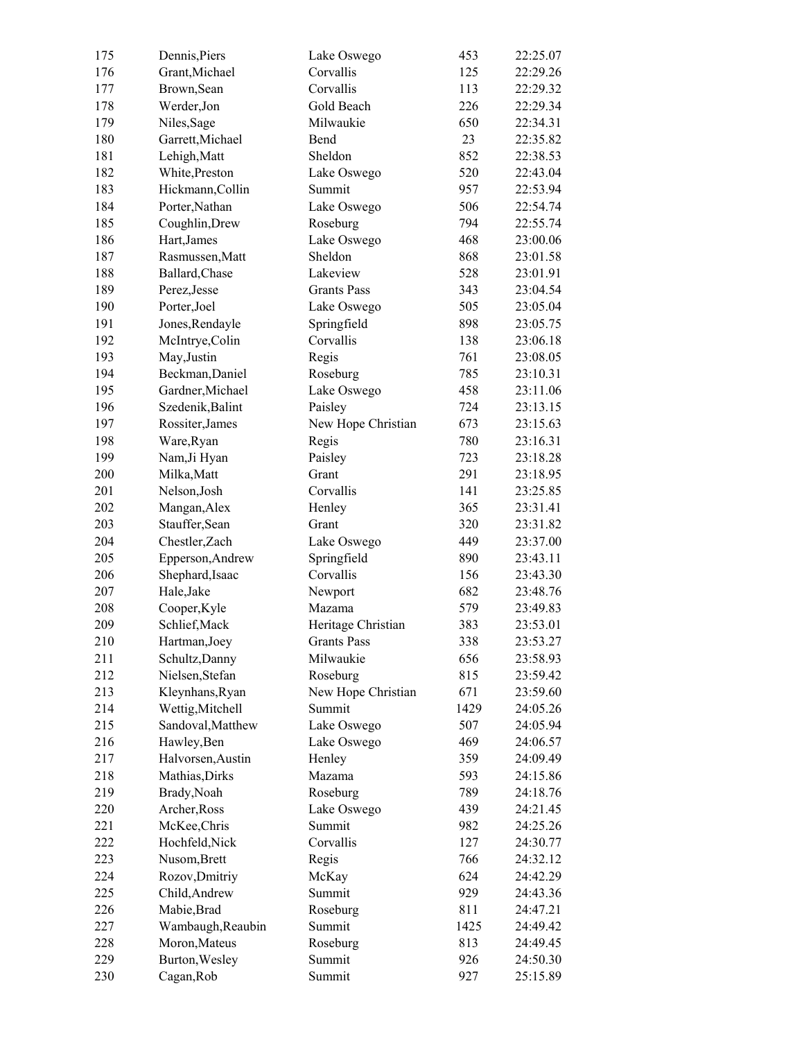| | | | | |
|---|---|---|---|---|
| 175 | Dennis,Piers | Lake Oswego | 453 | 22:25.07 |
| 176 | Grant,Michael | Corvallis | 125 | 22:29.26 |
| 177 | Brown,Sean | Corvallis | 113 | 22:29.32 |
| 178 | Werder,Jon | Gold Beach | 226 | 22:29.34 |
| 179 | Niles,Sage | Milwaukie | 650 | 22:34.31 |
| 180 | Garrett,Michael | Bend | 23 | 22:35.82 |
| 181 | Lehigh,Matt | Sheldon | 852 | 22:38.53 |
| 182 | White,Preston | Lake Oswego | 520 | 22:43.04 |
| 183 | Hickmann,Collin | Summit | 957 | 22:53.94 |
| 184 | Porter,Nathan | Lake Oswego | 506 | 22:54.74 |
| 185 | Coughlin,Drew | Roseburg | 794 | 22:55.74 |
| 186 | Hart,James | Lake Oswego | 468 | 23:00.06 |
| 187 | Rasmussen,Matt | Sheldon | 868 | 23:01.58 |
| 188 | Ballard,Chase | Lakeview | 528 | 23:01.91 |
| 189 | Perez,Jesse | Grants Pass | 343 | 23:04.54 |
| 190 | Porter,Joel | Lake Oswego | 505 | 23:05.04 |
| 191 | Jones,Rendayle | Springfield | 898 | 23:05.75 |
| 192 | McIntrye,Colin | Corvallis | 138 | 23:06.18 |
| 193 | May,Justin | Regis | 761 | 23:08.05 |
| 194 | Beckman,Daniel | Roseburg | 785 | 23:10.31 |
| 195 | Gardner,Michael | Lake Oswego | 458 | 23:11.06 |
| 196 | Szedenik,Balint | Paisley | 724 | 23:13.15 |
| 197 | Rossiter,James | New Hope Christian | 673 | 23:15.63 |
| 198 | Ware,Ryan | Regis | 780 | 23:16.31 |
| 199 | Nam,Ji Hyan | Paisley | 723 | 23:18.28 |
| 200 | Milka,Matt | Grant | 291 | 23:18.95 |
| 201 | Nelson,Josh | Corvallis | 141 | 23:25.85 |
| 202 | Mangan,Alex | Henley | 365 | 23:31.41 |
| 203 | Stauffer,Sean | Grant | 320 | 23:31.82 |
| 204 | Chestler,Zach | Lake Oswego | 449 | 23:37.00 |
| 205 | Epperson,Andrew | Springfield | 890 | 23:43.11 |
| 206 | Shephard,Isaac | Corvallis | 156 | 23:43.30 |
| 207 | Hale,Jake | Newport | 682 | 23:48.76 |
| 208 | Cooper,Kyle | Mazama | 579 | 23:49.83 |
| 209 | Schlief,Mack | Heritage Christian | 383 | 23:53.01 |
| 210 | Hartman,Joey | Grants Pass | 338 | 23:53.27 |
| 211 | Schultz,Danny | Milwaukie | 656 | 23:58.93 |
| 212 | Nielsen,Stefan | Roseburg | 815 | 23:59.42 |
| 213 | Kleynhans,Ryan | New Hope Christian | 671 | 23:59.60 |
| 214 | Wettig,Mitchell | Summit | 1429 | 24:05.26 |
| 215 | Sandoval,Matthew | Lake Oswego | 507 | 24:05.94 |
| 216 | Hawley,Ben | Lake Oswego | 469 | 24:06.57 |
| 217 | Halvorsen,Austin | Henley | 359 | 24:09.49 |
| 218 | Mathias,Dirks | Mazama | 593 | 24:15.86 |
| 219 | Brady,Noah | Roseburg | 789 | 24:18.76 |
| 220 | Archer,Ross | Lake Oswego | 439 | 24:21.45 |
| 221 | McKee,Chris | Summit | 982 | 24:25.26 |
| 222 | Hochfeld,Nick | Corvallis | 127 | 24:30.77 |
| 223 | Nusom,Brett | Regis | 766 | 24:32.12 |
| 224 | Rozov,Dmitriy | McKay | 624 | 24:42.29 |
| 225 | Child,Andrew | Summit | 929 | 24:43.36 |
| 226 | Mabie,Brad | Roseburg | 811 | 24:47.21 |
| 227 | Wambaugh,Reaubin | Summit | 1425 | 24:49.42 |
| 228 | Moron,Mateus | Roseburg | 813 | 24:49.45 |
| 229 | Burton,Wesley | Summit | 926 | 24:50.30 |
| 230 | Cagan,Rob | Summit | 927 | 25:15.89 |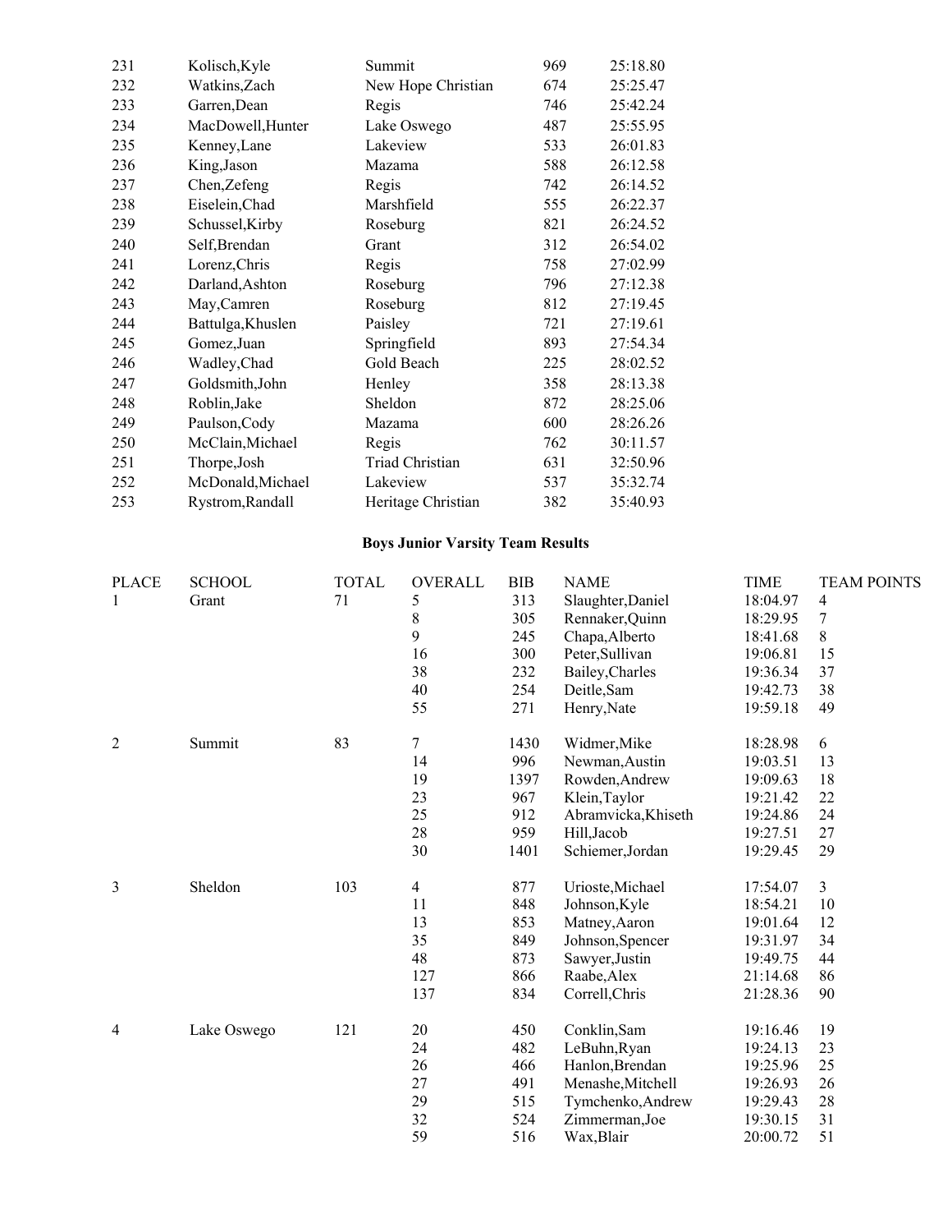| | | | | |
|---|---|---|---|---|
| 231 | Kolisch,Kyle | Summit | 969 | 25:18.80 |
| 232 | Watkins,Zach | New Hope Christian | 674 | 25:25.47 |
| 233 | Garren,Dean | Regis | 746 | 25:42.24 |
| 234 | MacDowell,Hunter | Lake Oswego | 487 | 25:55.95 |
| 235 | Kenney,Lane | Lakeview | 533 | 26:01.83 |
| 236 | King,Jason | Mazama | 588 | 26:12.58 |
| 237 | Chen,Zefeng | Regis | 742 | 26:14.52 |
| 238 | Eiselein,Chad | Marshfield | 555 | 26:22.37 |
| 239 | Schussel,Kirby | Roseburg | 821 | 26:24.52 |
| 240 | Self,Brendan | Grant | 312 | 26:54.02 |
| 241 | Lorenz,Chris | Regis | 758 | 27:02.99 |
| 242 | Darland,Ashton | Roseburg | 796 | 27:12.38 |
| 243 | May,Camren | Roseburg | 812 | 27:19.45 |
| 244 | Battulga,Khuslen | Paisley | 721 | 27:19.61 |
| 245 | Gomez,Juan | Springfield | 893 | 27:54.34 |
| 246 | Wadley,Chad | Gold Beach | 225 | 28:02.52 |
| 247 | Goldsmith,John | Henley | 358 | 28:13.38 |
| 248 | Roblin,Jake | Sheldon | 872 | 28:25.06 |
| 249 | Paulson,Cody | Mazama | 600 | 28:26.26 |
| 250 | McClain,Michael | Regis | 762 | 30:11.57 |
| 251 | Thorpe,Josh | Triad Christian | 631 | 32:50.96 |
| 252 | McDonald,Michael | Lakeview | 537 | 35:32.74 |
| 253 | Rystrom,Randall | Heritage Christian | 382 | 35:40.93 |

**Boys Junior Varsity Team Results**

| PLACE | SCHOOL | TOTAL | OVERALL | BIB | NAME | TIME | TEAM POINTS |
|---|---|---|---|---|---|---|---|
| 1 | Grant | 71 | 5 | 313 | Slaughter,Daniel | 18:04.97 | 4 |
| | | | 8 | 305 | Rennaker,Quinn | 18:29.95 | 7 |
| | | | 9 | 245 | Chapa,Alberto | 18:41.68 | 8 |
| | | | 16 | 300 | Peter,Sullivan | 19:06.81 | 15 |
| | | | 38 | 232 | Bailey,Charles | 19:36.34 | 37 |
| | | | 40 | 254 | Deitle,Sam | 19:42.73 | 38 |
| | | | 55 | 271 | Henry,Nate | 19:59.18 | 49 |
| 2 | Summit | 83 | 7 | 1430 | Widmer,Mike | 18:28.98 | 6 |
| | | | 14 | 996 | Newman,Austin | 19:03.51 | 13 |
| | | | 19 | 1397 | Rowden,Andrew | 19:09.63 | 18 |
| | | | 23 | 967 | Klein,Taylor | 19:21.42 | 22 |
| | | | 25 | 912 | Abramvicka,Khiseth | 19:24.86 | 24 |
| | | | 28 | 959 | Hill,Jacob | 19:27.51 | 27 |
| | | | 30 | 1401 | Schiemer,Jordan | 19:29.45 | 29 |
| 3 | Sheldon | 103 | 4 | 877 | Urioste,Michael | 17:54.07 | 3 |
| | | | 11 | 848 | Johnson,Kyle | 18:54.21 | 10 |
| | | | 13 | 853 | Matney,Aaron | 19:01.64 | 12 |
| | | | 35 | 849 | Johnson,Spencer | 19:31.97 | 34 |
| | | | 48 | 873 | Sawyer,Justin | 19:49.75 | 44 |
| | | | 127 | 866 | Raabe,Alex | 21:14.68 | 86 |
| | | | 137 | 834 | Correll,Chris | 21:28.36 | 90 |
| 4 | Lake Oswego | 121 | 20 | 450 | Conklin,Sam | 19:16.46 | 19 |
| | | | 24 | 482 | LeBuhn,Ryan | 19:24.13 | 23 |
| | | | 26 | 466 | Hanlon,Brendan | 19:25.96 | 25 |
| | | | 27 | 491 | Menashe,Mitchell | 19:26.93 | 26 |
| | | | 29 | 515 | Tymchenko,Andrew | 19:29.43 | 28 |
| | | | 32 | 524 | Zimmerman,Joe | 19:30.15 | 31 |
| | | | 59 | 516 | Wax,Blair | 20:00.72 | 51 |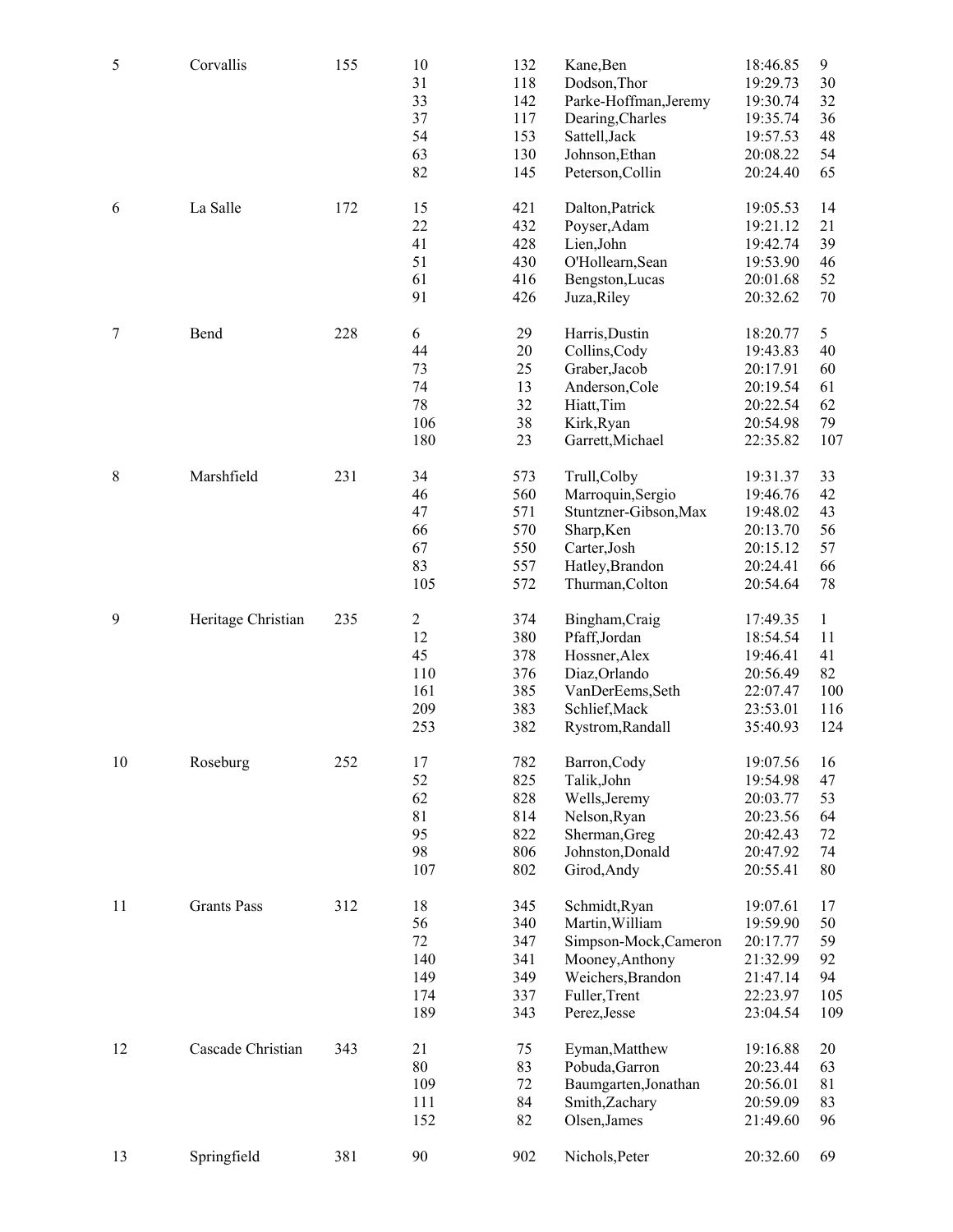| | | | | | | | |
|---|---|---|---|---|---|---|---|
| 5 | Corvallis | 155 | 10 | 132 | Kane,Ben | 18:46.85 | 9 |
| | | | 31 | 118 | Dodson,Thor | 19:29.73 | 30 |
| | | | 33 | 142 | Parke-Hoffman,Jeremy | 19:30.74 | 32 |
| | | | 37 | 117 | Dearing,Charles | 19:35.74 | 36 |
| | | | 54 | 153 | Sattell,Jack | 19:57.53 | 48 |
| | | | 63 | 130 | Johnson,Ethan | 20:08.22 | 54 |
| | | | 82 | 145 | Peterson,Collin | 20:24.40 | 65 |
| 6 | La Salle | 172 | 15 | 421 | Dalton,Patrick | 19:05.53 | 14 |
| | | | 22 | 432 | Poyser,Adam | 19:21.12 | 21 |
| | | | 41 | 428 | Lien,John | 19:42.74 | 39 |
| | | | 51 | 430 | O'Hollearn,Sean | 19:53.90 | 46 |
| | | | 61 | 416 | Bengston,Lucas | 20:01.68 | 52 |
| | | | 91 | 426 | Juza,Riley | 20:32.62 | 70 |
| 7 | Bend | 228 | 6 | 29 | Harris,Dustin | 18:20.77 | 5 |
| | | | 44 | 20 | Collins,Cody | 19:43.83 | 40 |
| | | | 73 | 25 | Graber,Jacob | 20:17.91 | 60 |
| | | | 74 | 13 | Anderson,Cole | 20:19.54 | 61 |
| | | | 78 | 32 | Hiatt,Tim | 20:22.54 | 62 |
| | | | 106 | 38 | Kirk,Ryan | 20:54.98 | 79 |
| | | | 180 | 23 | Garrett,Michael | 22:35.82 | 107 |
| 8 | Marshfield | 231 | 34 | 573 | Trull,Colby | 19:31.37 | 33 |
| | | | 46 | 560 | Marroquin,Sergio | 19:46.76 | 42 |
| | | | 47 | 571 | Stuntzner-Gibson,Max | 19:48.02 | 43 |
| | | | 66 | 570 | Sharp,Ken | 20:13.70 | 56 |
| | | | 67 | 550 | Carter,Josh | 20:15.12 | 57 |
| | | | 83 | 557 | Hatley,Brandon | 20:24.41 | 66 |
| | | | 105 | 572 | Thurman,Colton | 20:54.64 | 78 |
| 9 | Heritage Christian | 235 | 2 | 374 | Bingham,Craig | 17:49.35 | 1 |
| | | | 12 | 380 | Pfaff,Jordan | 18:54.54 | 11 |
| | | | 45 | 378 | Hossner,Alex | 19:46.41 | 41 |
| | | | 110 | 376 | Diaz,Orlando | 20:56.49 | 82 |
| | | | 161 | 385 | VanDerEems,Seth | 22:07.47 | 100 |
| | | | 209 | 383 | Schlief,Mack | 23:53.01 | 116 |
| | | | 253 | 382 | Rystrom,Randall | 35:40.93 | 124 |
| 10 | Roseburg | 252 | 17 | 782 | Barron,Cody | 19:07.56 | 16 |
| | | | 52 | 825 | Talik,John | 19:54.98 | 47 |
| | | | 62 | 828 | Wells,Jeremy | 20:03.77 | 53 |
| | | | 81 | 814 | Nelson,Ryan | 20:23.56 | 64 |
| | | | 95 | 822 | Sherman,Greg | 20:42.43 | 72 |
| | | | 98 | 806 | Johnston,Donald | 20:47.92 | 74 |
| | | | 107 | 802 | Girod,Andy | 20:55.41 | 80 |
| 11 | Grants Pass | 312 | 18 | 345 | Schmidt,Ryan | 19:07.61 | 17 |
| | | | 56 | 340 | Martin,William | 19:59.90 | 50 |
| | | | 72 | 347 | Simpson-Mock,Cameron | 20:17.77 | 59 |
| | | | 140 | 341 | Mooney,Anthony | 21:32.99 | 92 |
| | | | 149 | 349 | Weichers,Brandon | 21:47.14 | 94 |
| | | | 174 | 337 | Fuller,Trent | 22:23.97 | 105 |
| | | | 189 | 343 | Perez,Jesse | 23:04.54 | 109 |
| 12 | Cascade Christian | 343 | 21 | 75 | Eyman,Matthew | 19:16.88 | 20 |
| | | | 80 | 83 | Pobuda,Garron | 20:23.44 | 63 |
| | | | 109 | 72 | Baumgarten,Jonathan | 20:56.01 | 81 |
| | | | 111 | 84 | Smith,Zachary | 20:59.09 | 83 |
| | | | 152 | 82 | Olsen,James | 21:49.60 | 96 |
| 13 | Springfield | 381 | 90 | 902 | Nichols,Peter | 20:32.60 | 69 |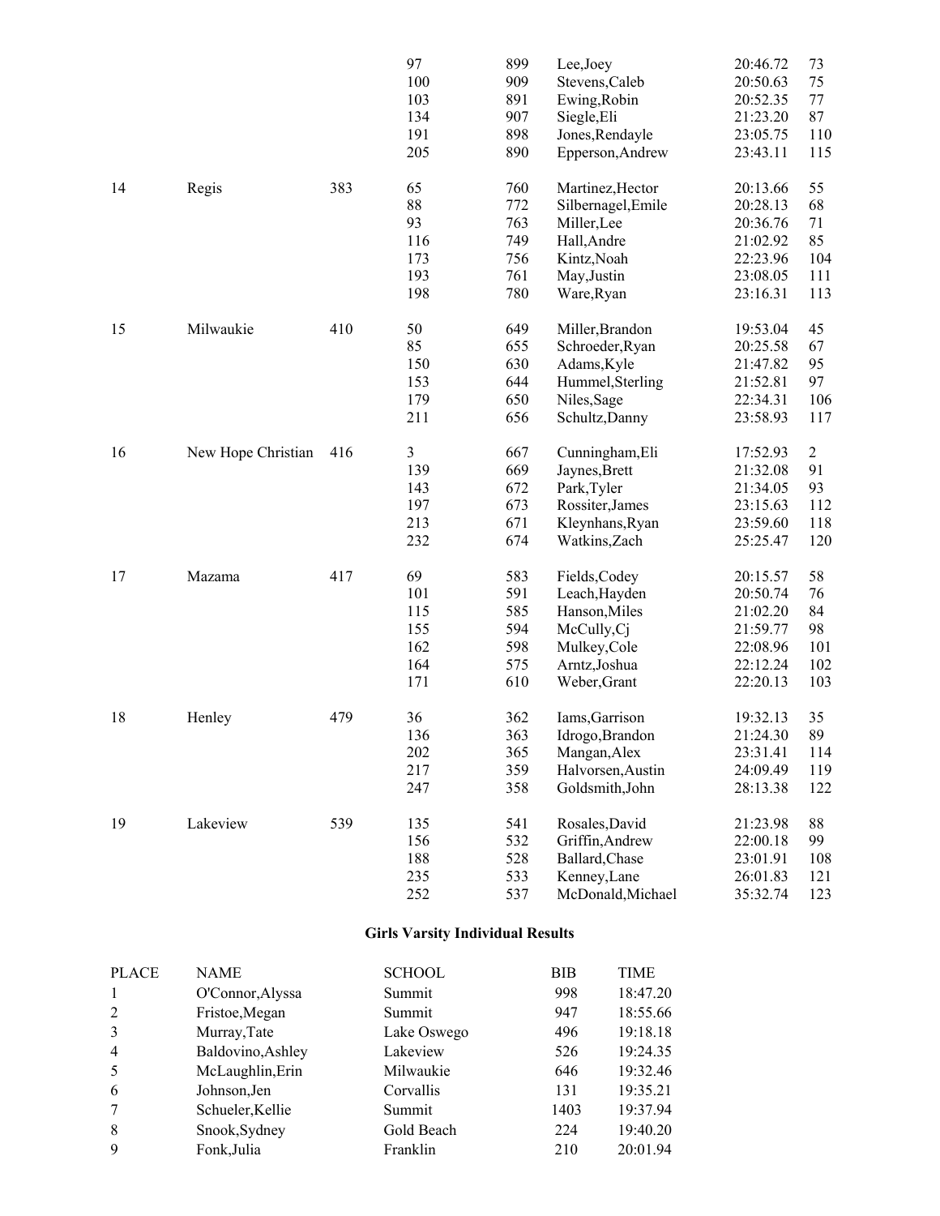| | | | 97 | 899 | Lee,Joey | 20:46.72 | 73 |
|---|---|---|---|---|---|---|---|
| | | | 100 | 909 | Stevens,Caleb | 20:50.63 | 75 |
| | | | 103 | 891 | Ewing,Robin | 20:52.35 | 77 |
| | | | 134 | 907 | Siegle,Eli | 21:23.20 | 87 |
| | | | 191 | 898 | Jones,Rendayle | 23:05.75 | 110 |
| | | | 205 | 890 | Epperson,Andrew | 23:43.11 | 115 |
| 14 | Regis | 383 | 65 | 760 | Martinez,Hector | 20:13.66 | 55 |
| | | | 88 | 772 | Silbernagel,Emile | 20:28.13 | 68 |
| | | | 93 | 763 | Miller,Lee | 20:36.76 | 71 |
| | | | 116 | 749 | Hall,Andre | 21:02.92 | 85 |
| | | | 173 | 756 | Kintz,Noah | 22:23.96 | 104 |
| | | | 193 | 761 | May,Justin | 23:08.05 | 111 |
| | | | 198 | 780 | Ware,Ryan | 23:16.31 | 113 |
| 15 | Milwaukie | 410 | 50 | 649 | Miller,Brandon | 19:53.04 | 45 |
| | | | 85 | 655 | Schroeder,Ryan | 20:25.58 | 67 |
| | | | 150 | 630 | Adams,Kyle | 21:47.82 | 95 |
| | | | 153 | 644 | Hummel,Sterling | 21:52.81 | 97 |
| | | | 179 | 650 | Niles,Sage | 22:34.31 | 106 |
| | | | 211 | 656 | Schultz,Danny | 23:58.93 | 117 |
| 16 | New Hope Christian | 416 | 3 | 667 | Cunningham,Eli | 17:52.93 | 2 |
| | | | 139 | 669 | Jaynes,Brett | 21:32.08 | 91 |
| | | | 143 | 672 | Park,Tyler | 21:34.05 | 93 |
| | | | 197 | 673 | Rossiter,James | 23:15.63 | 112 |
| | | | 213 | 671 | Kleynhans,Ryan | 23:59.60 | 118 |
| | | | 232 | 674 | Watkins,Zach | 25:25.47 | 120 |
| 17 | Mazama | 417 | 69 | 583 | Fields,Codey | 20:15.57 | 58 |
| | | | 101 | 591 | Leach,Hayden | 20:50.74 | 76 |
| | | | 115 | 585 | Hanson,Miles | 21:02.20 | 84 |
| | | | 155 | 594 | McCully,Cj | 21:59.77 | 98 |
| | | | 162 | 598 | Mulkey,Cole | 22:08.96 | 101 |
| | | | 164 | 575 | Arntz,Joshua | 22:12.24 | 102 |
| | | | 171 | 610 | Weber,Grant | 22:20.13 | 103 |
| 18 | Henley | 479 | 36 | 362 | Iams,Garrison | 19:32.13 | 35 |
| | | | 136 | 363 | Idrogo,Brandon | 21:24.30 | 89 |
| | | | 202 | 365 | Mangan,Alex | 23:31.41 | 114 |
| | | | 217 | 359 | Halvorsen,Austin | 24:09.49 | 119 |
| | | | 247 | 358 | Goldsmith,John | 28:13.38 | 122 |
| 19 | Lakeview | 539 | 135 | 541 | Rosales,David | 21:23.98 | 88 |
| | | | 156 | 532 | Griffin,Andrew | 22:00.18 | 99 |
| | | | 188 | 528 | Ballard,Chase | 23:01.91 | 108 |
| | | | 235 | 533 | Kenney,Lane | 26:01.83 | 121 |
| | | | 252 | 537 | McDonald,Michael | 35:32.74 | 123 |

**Girls Varsity Individual Results**

| PLACE | NAME | SCHOOL | BIB | TIME |
|---|---|---|---|---|
| 1 | O'Connor,Alyssa | Summit | 998 | 18:47.20 |
| 2 | Fristoe,Megan | Summit | 947 | 18:55.66 |
| 3 | Murray,Tate | Lake Oswego | 496 | 19:18.18 |
| 4 | Baldovino,Ashley | Lakeview | 526 | 19:24.35 |
| 5 | McLaughlin,Erin | Milwaukie | 646 | 19:32.46 |
| 6 | Johnson,Jen | Corvallis | 131 | 19:35.21 |
| 7 | Schueler,Kellie | Summit | 1403 | 19:37.94 |
| 8 | Snook,Sydney | Gold Beach | 224 | 19:40.20 |
| 9 | Fonk,Julia | Franklin | 210 | 20:01.94 |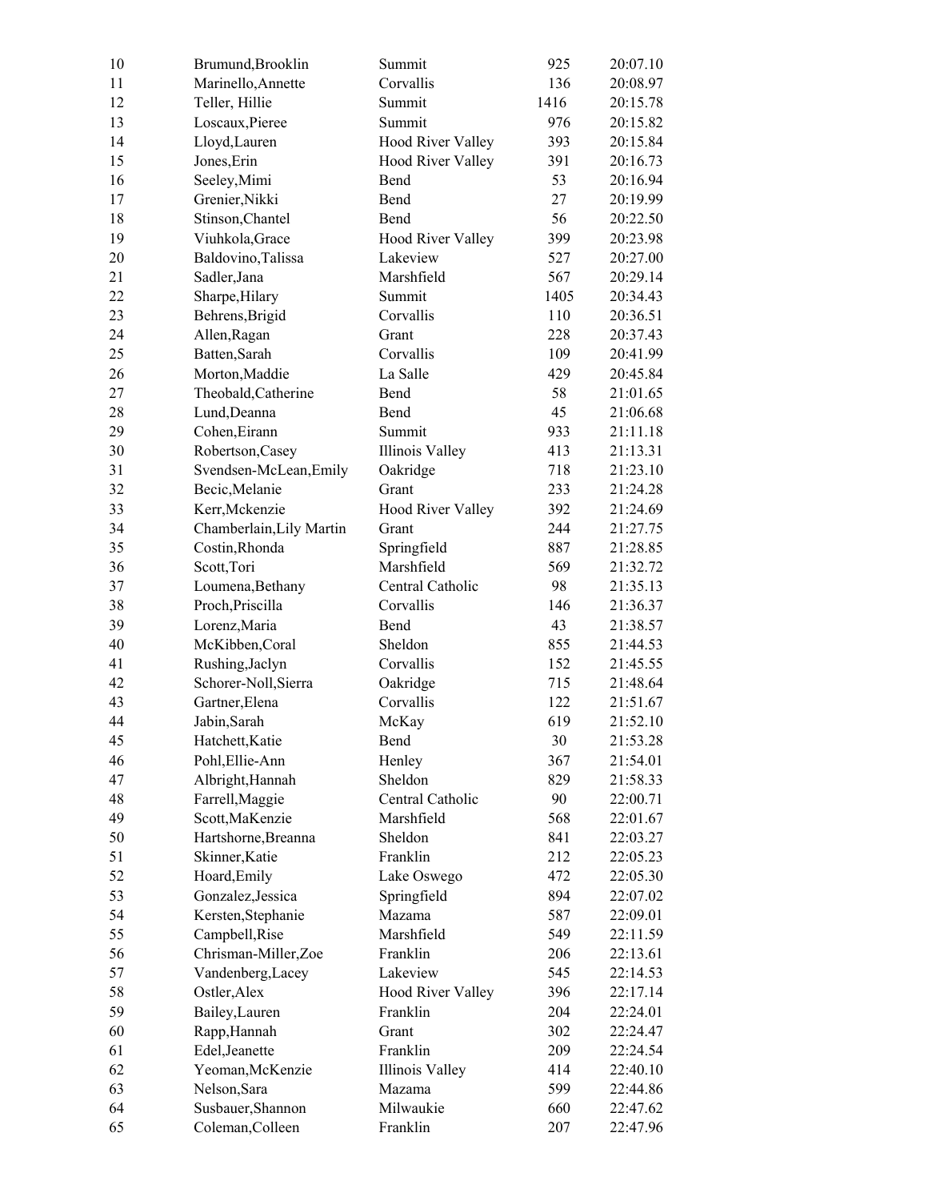| | | | | |
|---|---|---|---|---|
| 10 | Brumund,Brooklin | Summit | 925 | 20:07.10 |
| 11 | Marinello,Annette | Corvallis | 136 | 20:08.97 |
| 12 | Teller, Hillie | Summit | 1416 | 20:15.78 |
| 13 | Loscaux,Pieree | Summit | 976 | 20:15.82 |
| 14 | Lloyd,Lauren | Hood River Valley | 393 | 20:15.84 |
| 15 | Jones,Erin | Hood River Valley | 391 | 20:16.73 |
| 16 | Seeley,Mimi | Bend | 53 | 20:16.94 |
| 17 | Grenier,Nikki | Bend | 27 | 20:19.99 |
| 18 | Stinson,Chantel | Bend | 56 | 20:22.50 |
| 19 | Viuhkola,Grace | Hood River Valley | 399 | 20:23.98 |
| 20 | Baldovino,Talissa | Lakeview | 527 | 20:27.00 |
| 21 | Sadler,Jana | Marshfield | 567 | 20:29.14 |
| 22 | Sharpe,Hilary | Summit | 1405 | 20:34.43 |
| 23 | Behrens,Brigid | Corvallis | 110 | 20:36.51 |
| 24 | Allen,Ragan | Grant | 228 | 20:37.43 |
| 25 | Batten,Sarah | Corvallis | 109 | 20:41.99 |
| 26 | Morton,Maddie | La Salle | 429 | 20:45.84 |
| 27 | Theobald,Catherine | Bend | 58 | 21:01.65 |
| 28 | Lund,Deanna | Bend | 45 | 21:06.68 |
| 29 | Cohen,Eirann | Summit | 933 | 21:11.18 |
| 30 | Robertson,Casey | Illinois Valley | 413 | 21:13.31 |
| 31 | Svendsen-McLean,Emily | Oakridge | 718 | 21:23.10 |
| 32 | Becic,Melanie | Grant | 233 | 21:24.28 |
| 33 | Kerr,Mckenzie | Hood River Valley | 392 | 21:24.69 |
| 34 | Chamberlain,Lily Martin | Grant | 244 | 21:27.75 |
| 35 | Costin,Rhonda | Springfield | 887 | 21:28.85 |
| 36 | Scott,Tori | Marshfield | 569 | 21:32.72 |
| 37 | Loumena,Bethany | Central Catholic | 98 | 21:35.13 |
| 38 | Proch,Priscilla | Corvallis | 146 | 21:36.37 |
| 39 | Lorenz,Maria | Bend | 43 | 21:38.57 |
| 40 | McKibben,Coral | Sheldon | 855 | 21:44.53 |
| 41 | Rushing,Jaclyn | Corvallis | 152 | 21:45.55 |
| 42 | Schorer-Noll,Sierra | Oakridge | 715 | 21:48.64 |
| 43 | Gartner,Elena | Corvallis | 122 | 21:51.67 |
| 44 | Jabin,Sarah | McKay | 619 | 21:52.10 |
| 45 | Hatchett,Katie | Bend | 30 | 21:53.28 |
| 46 | Pohl,Ellie-Ann | Henley | 367 | 21:54.01 |
| 47 | Albright,Hannah | Sheldon | 829 | 21:58.33 |
| 48 | Farrell,Maggie | Central Catholic | 90 | 22:00.71 |
| 49 | Scott,MaKenzie | Marshfield | 568 | 22:01.67 |
| 50 | Hartshorne,Breanna | Sheldon | 841 | 22:03.27 |
| 51 | Skinner,Katie | Franklin | 212 | 22:05.23 |
| 52 | Hoard,Emily | Lake Oswego | 472 | 22:05.30 |
| 53 | Gonzalez,Jessica | Springfield | 894 | 22:07.02 |
| 54 | Kersten,Stephanie | Mazama | 587 | 22:09.01 |
| 55 | Campbell,Rise | Marshfield | 549 | 22:11.59 |
| 56 | Chrisman-Miller,Zoe | Franklin | 206 | 22:13.61 |
| 57 | Vandenberg,Lacey | Lakeview | 545 | 22:14.53 |
| 58 | Ostler,Alex | Hood River Valley | 396 | 22:17.14 |
| 59 | Bailey,Lauren | Franklin | 204 | 22:24.01 |
| 60 | Rapp,Hannah | Grant | 302 | 22:24.47 |
| 61 | Edel,Jeanette | Franklin | 209 | 22:24.54 |
| 62 | Yeoman,McKenzie | Illinois Valley | 414 | 22:40.10 |
| 63 | Nelson,Sara | Mazama | 599 | 22:44.86 |
| 64 | Susbauer,Shannon | Milwaukie | 660 | 22:47.62 |
| 65 | Coleman,Colleen | Franklin | 207 | 22:47.96 |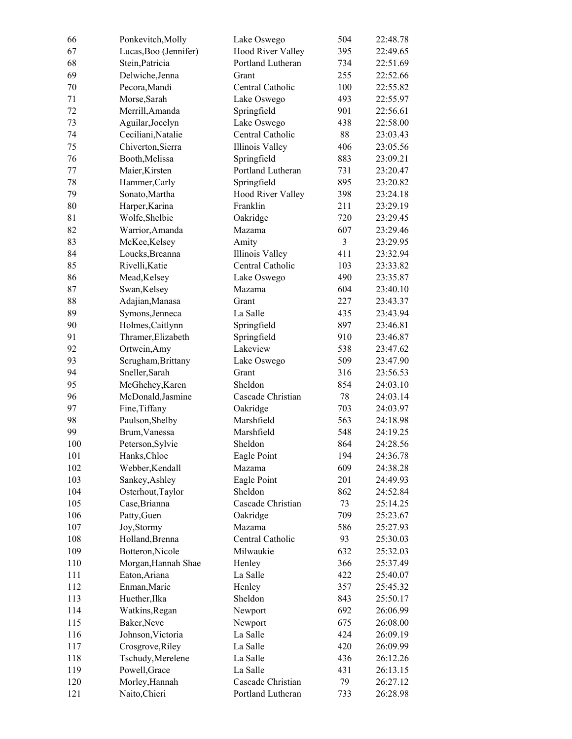| | | | | |
|---|---|---|---|---|
| 66 | Ponkevitch,Molly | Lake Oswego | 504 | 22:48.78 |
| 67 | Lucas,Boo (Jennifer) | Hood River Valley | 395 | 22:49.65 |
| 68 | Stein,Patricia | Portland Lutheran | 734 | 22:51.69 |
| 69 | Delwiche,Jenna | Grant | 255 | 22:52.66 |
| 70 | Pecora,Mandi | Central Catholic | 100 | 22:55.82 |
| 71 | Morse,Sarah | Lake Oswego | 493 | 22:55.97 |
| 72 | Merrill,Amanda | Springfield | 901 | 22:56.61 |
| 73 | Aguilar,Jocelyn | Lake Oswego | 438 | 22:58.00 |
| 74 | Ceciliani,Natalie | Central Catholic | 88 | 23:03.43 |
| 75 | Chiverton,Sierra | Illinois Valley | 406 | 23:05.56 |
| 76 | Booth,Melissa | Springfield | 883 | 23:09.21 |
| 77 | Maier,Kirsten | Portland Lutheran | 731 | 23:20.47 |
| 78 | Hammer,Carly | Springfield | 895 | 23:20.82 |
| 79 | Sonato,Martha | Hood River Valley | 398 | 23:24.18 |
| 80 | Harper,Karina | Franklin | 211 | 23:29.19 |
| 81 | Wolfe,Shelbie | Oakridge | 720 | 23:29.45 |
| 82 | Warrior,Amanda | Mazama | 607 | 23:29.46 |
| 83 | McKee,Kelsey | Amity | 3 | 23:29.95 |
| 84 | Loucks,Breanna | Illinois Valley | 411 | 23:32.94 |
| 85 | Rivelli,Katie | Central Catholic | 103 | 23:33.82 |
| 86 | Mead,Kelsey | Lake Oswego | 490 | 23:35.87 |
| 87 | Swan,Kelsey | Mazama | 604 | 23:40.10 |
| 88 | Adajian,Manasa | Grant | 227 | 23:43.37 |
| 89 | Symons,Jenneca | La Salle | 435 | 23:43.94 |
| 90 | Holmes,Caitlynn | Springfield | 897 | 23:46.81 |
| 91 | Thramer,Elizabeth | Springfield | 910 | 23:46.87 |
| 92 | Ortwein,Amy | Lakeview | 538 | 23:47.62 |
| 93 | Scrugham,Brittany | Lake Oswego | 509 | 23:47.90 |
| 94 | Sneller,Sarah | Grant | 316 | 23:56.53 |
| 95 | McGhehey,Karen | Sheldon | 854 | 24:03.10 |
| 96 | McDonald,Jasmine | Cascade Christian | 78 | 24:03.14 |
| 97 | Fine,Tiffany | Oakridge | 703 | 24:03.97 |
| 98 | Paulson,Shelby | Marshfield | 563 | 24:18.98 |
| 99 | Brum,Vanessa | Marshfield | 548 | 24:19.25 |
| 100 | Peterson,Sylvie | Sheldon | 864 | 24:28.56 |
| 101 | Hanks,Chloe | Eagle Point | 194 | 24:36.78 |
| 102 | Webber,Kendall | Mazama | 609 | 24:38.28 |
| 103 | Sankey,Ashley | Eagle Point | 201 | 24:49.93 |
| 104 | Osterhout,Taylor | Sheldon | 862 | 24:52.84 |
| 105 | Case,Brianna | Cascade Christian | 73 | 25:14.25 |
| 106 | Patty,Guen | Oakridge | 709 | 25:23.67 |
| 107 | Joy,Stormy | Mazama | 586 | 25:27.93 |
| 108 | Holland,Brenna | Central Catholic | 93 | 25:30.03 |
| 109 | Botteron,Nicole | Milwaukie | 632 | 25:32.03 |
| 110 | Morgan,Hannah Shae | Henley | 366 | 25:37.49 |
| 111 | Eaton,Ariana | La Salle | 422 | 25:40.07 |
| 112 | Enman,Marie | Henley | 357 | 25:45.32 |
| 113 | Huether,Ilka | Sheldon | 843 | 25:50.17 |
| 114 | Watkins,Regan | Newport | 692 | 26:06.99 |
| 115 | Baker,Neve | Newport | 675 | 26:08.00 |
| 116 | Johnson,Victoria | La Salle | 424 | 26:09.19 |
| 117 | Crosgrove,Riley | La Salle | 420 | 26:09.99 |
| 118 | Tschudy,Merelene | La Salle | 436 | 26:12.26 |
| 119 | Powell,Grace | La Salle | 431 | 26:13.15 |
| 120 | Morley,Hannah | Cascade Christian | 79 | 26:27.12 |
| 121 | Naito,Chieri | Portland Lutheran | 733 | 26:28.98 |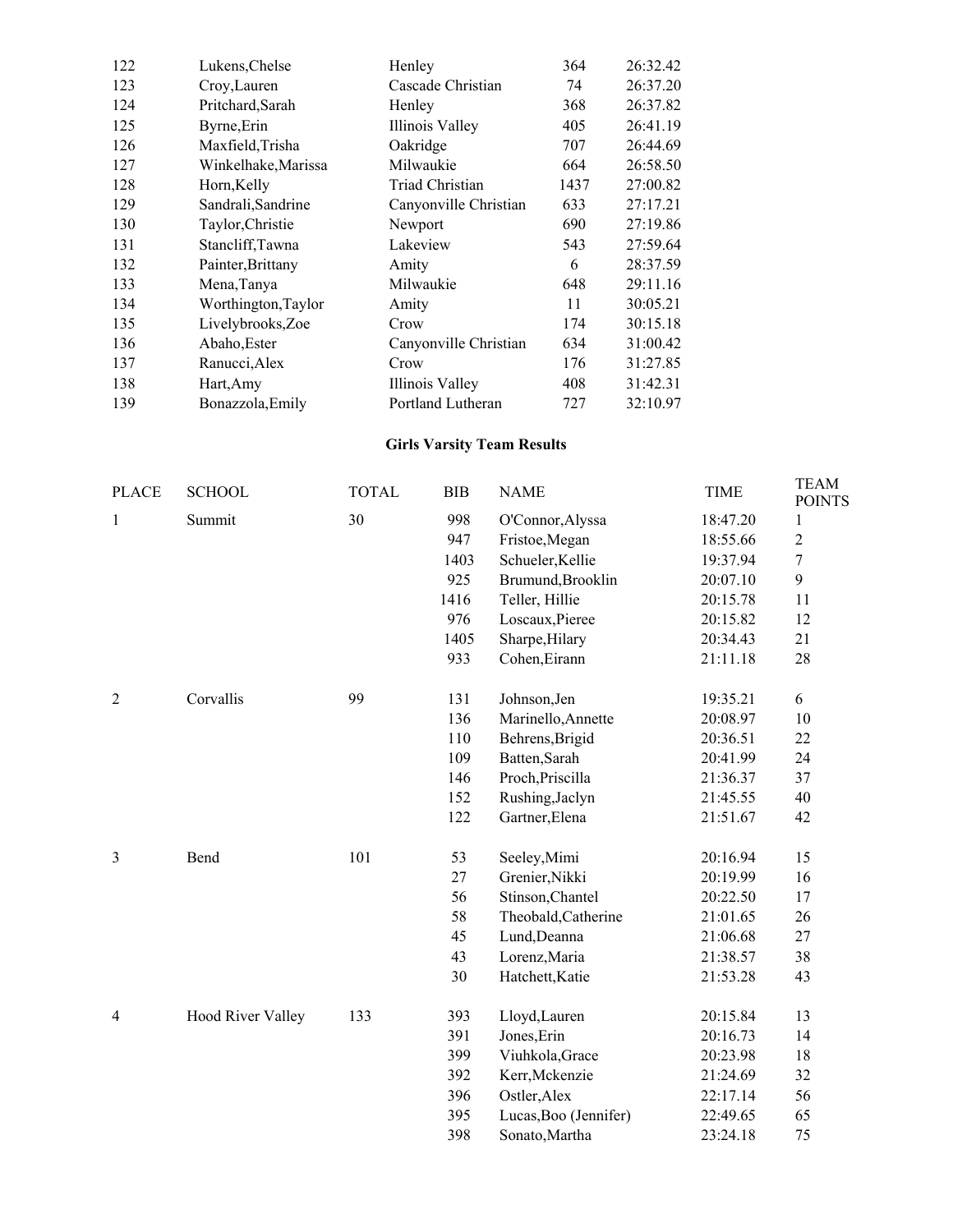| | | | | |
|---|---|---|---|---|
| 122 | Lukens,Chelse | Henley | 364 | 26:32.42 |
| 123 | Croy,Lauren | Cascade Christian | 74 | 26:37.20 |
| 124 | Pritchard,Sarah | Henley | 368 | 26:37.82 |
| 125 | Byrne,Erin | Illinois Valley | 405 | 26:41.19 |
| 126 | Maxfield,Trisha | Oakridge | 707 | 26:44.69 |
| 127 | Winkelhake,Marissa | Milwaukie | 664 | 26:58.50 |
| 128 | Horn,Kelly | Triad Christian | 1437 | 27:00.82 |
| 129 | Sandrali,Sandrine | Canyonville Christian | 633 | 27:17.21 |
| 130 | Taylor,Christie | Newport | 690 | 27:19.86 |
| 131 | Stancliff,Tawna | Lakeview | 543 | 27:59.64 |
| 132 | Painter,Brittany | Amity | 6 | 28:37.59 |
| 133 | Mena,Tanya | Milwaukie | 648 | 29:11.16 |
| 134 | Worthington,Taylor | Amity | 11 | 30:05.21 |
| 135 | Livelybrooks,Zoe | Crow | 174 | 30:15.18 |
| 136 | Abaho,Ester | Canyonville Christian | 634 | 31:00.42 |
| 137 | Ranucci,Alex | Crow | 176 | 31:27.85 |
| 138 | Hart,Amy | Illinois Valley | 408 | 31:42.31 |
| 139 | Bonazzola,Emily | Portland Lutheran | 727 | 32:10.97 |

## Girls Varsity Team Results

| PLACE | SCHOOL | TOTAL | BIB | NAME | TIME | TEAM POINTS |
|---|---|---|---|---|---|---|
| 1 | Summit | 30 | 998 | O'Connor,Alyssa | 18:47.20 | 1 |
| | | | 947 | Fristoe,Megan | 18:55.66 | 2 |
| | | | 1403 | Schueler,Kellie | 19:37.94 | 7 |
| | | | 925 | Brumund,Brooklin | 20:07.10 | 9 |
| | | | 1416 | Teller, Hillie | 20:15.78 | 11 |
| | | | 976 | Loscaux,Pieree | 20:15.82 | 12 |
| | | | 1405 | Sharpe,Hilary | 20:34.43 | 21 |
| | | | 933 | Cohen,Eirann | 21:11.18 | 28 |
| 2 | Corvallis | 99 | 131 | Johnson,Jen | 19:35.21 | 6 |
| | | | 136 | Marinello,Annette | 20:08.97 | 10 |
| | | | 110 | Behrens,Brigid | 20:36.51 | 22 |
| | | | 109 | Batten,Sarah | 20:41.99 | 24 |
| | | | 146 | Proch,Priscilla | 21:36.37 | 37 |
| | | | 152 | Rushing,Jaclyn | 21:45.55 | 40 |
| | | | 122 | Gartner,Elena | 21:51.67 | 42 |
| 3 | Bend | 101 | 53 | Seeley,Mimi | 20:16.94 | 15 |
| | | | 27 | Grenier,Nikki | 20:19.99 | 16 |
| | | | 56 | Stinson,Chantel | 20:22.50 | 17 |
| | | | 58 | Theobald,Catherine | 21:01.65 | 26 |
| | | | 45 | Lund,Deanna | 21:06.68 | 27 |
| | | | 43 | Lorenz,Maria | 21:38.57 | 38 |
| | | | 30 | Hatchett,Katie | 21:53.28 | 43 |
| 4 | Hood River Valley | 133 | 393 | Lloyd,Lauren | 20:15.84 | 13 |
| | | | 391 | Jones,Erin | 20:16.73 | 14 |
| | | | 399 | Viuhkola,Grace | 20:23.98 | 18 |
| | | | 392 | Kerr,Mckenzie | 21:24.69 | 32 |
| | | | 396 | Ostler,Alex | 22:17.14 | 56 |
| | | | 395 | Lucas,Boo (Jennifer) | 22:49.65 | 65 |
| | | | 398 | Sonato,Martha | 23:24.18 | 75 |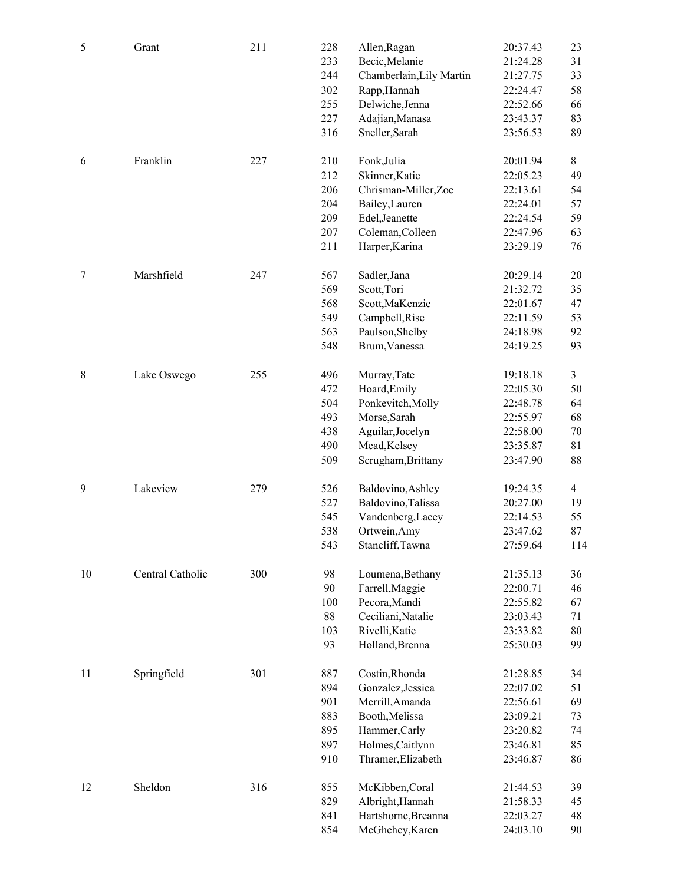| | | | | | | |
|---|---|---|---|---|---|---|
| 5 | Grant | 211 | 228 | Allen,Ragan | 20:37.43 | 23 |
| | | | 233 | Becic,Melanie | 21:24.28 | 31 |
| | | | 244 | Chamberlain,Lily Martin | 21:27.75 | 33 |
| | | | 302 | Rapp,Hannah | 22:24.47 | 58 |
| | | | 255 | Delwiche,Jenna | 22:52.66 | 66 |
| | | | 227 | Adajian,Manasa | 23:43.37 | 83 |
| | | | 316 | Sneller,Sarah | 23:56.53 | 89 |
| 6 | Franklin | 227 | 210 | Fonk,Julia | 20:01.94 | 8 |
| | | | 212 | Skinner,Katie | 22:05.23 | 49 |
| | | | 206 | Chrisman-Miller,Zoe | 22:13.61 | 54 |
| | | | 204 | Bailey,Lauren | 22:24.01 | 57 |
| | | | 209 | Edel,Jeanette | 22:24.54 | 59 |
| | | | 207 | Coleman,Colleen | 22:47.96 | 63 |
| | | | 211 | Harper,Karina | 23:29.19 | 76 |
| 7 | Marshfield | 247 | 567 | Sadler,Jana | 20:29.14 | 20 |
| | | | 569 | Scott,Tori | 21:32.72 | 35 |
| | | | 568 | Scott,MaKenzie | 22:01.67 | 47 |
| | | | 549 | Campbell,Rise | 22:11.59 | 53 |
| | | | 563 | Paulson,Shelby | 24:18.98 | 92 |
| | | | 548 | Brum,Vanessa | 24:19.25 | 93 |
| 8 | Lake Oswego | 255 | 496 | Murray,Tate | 19:18.18 | 3 |
| | | | 472 | Hoard,Emily | 22:05.30 | 50 |
| | | | 504 | Ponkevitch,Molly | 22:48.78 | 64 |
| | | | 493 | Morse,Sarah | 22:55.97 | 68 |
| | | | 438 | Aguilar,Jocelyn | 22:58.00 | 70 |
| | | | 490 | Mead,Kelsey | 23:35.87 | 81 |
| | | | 509 | Scrugham,Brittany | 23:47.90 | 88 |
| 9 | Lakeview | 279 | 526 | Baldovino,Ashley | 19:24.35 | 4 |
| | | | 527 | Baldovino,Talissa | 20:27.00 | 19 |
| | | | 545 | Vandenberg,Lacey | 22:14.53 | 55 |
| | | | 538 | Ortwein,Amy | 23:47.62 | 87 |
| | | | 543 | Stancliff,Tawna | 27:59.64 | 114 |
| 10 | Central Catholic | 300 | 98 | Loumena,Bethany | 21:35.13 | 36 |
| | | | 90 | Farrell,Maggie | 22:00.71 | 46 |
| | | | 100 | Pecora,Mandi | 22:55.82 | 67 |
| | | | 88 | Ceciliani,Natalie | 23:03.43 | 71 |
| | | | 103 | Rivelli,Katie | 23:33.82 | 80 |
| | | | 93 | Holland,Brenna | 25:30.03 | 99 |
| 11 | Springfield | 301 | 887 | Costin,Rhonda | 21:28.85 | 34 |
| | | | 894 | Gonzalez,Jessica | 22:07.02 | 51 |
| | | | 901 | Merrill,Amanda | 22:56.61 | 69 |
| | | | 883 | Booth,Melissa | 23:09.21 | 73 |
| | | | 895 | Hammer,Carly | 23:20.82 | 74 |
| | | | 897 | Holmes,Caitlynn | 23:46.81 | 85 |
| | | | 910 | Thramer,Elizabeth | 23:46.87 | 86 |
| 12 | Sheldon | 316 | 855 | McKibben,Coral | 21:44.53 | 39 |
| | | | 829 | Albright,Hannah | 21:58.33 | 45 |
| | | | 841 | Hartshorne,Breanna | 22:03.27 | 48 |
| | | | 854 | McGhehey,Karen | 24:03.10 | 90 |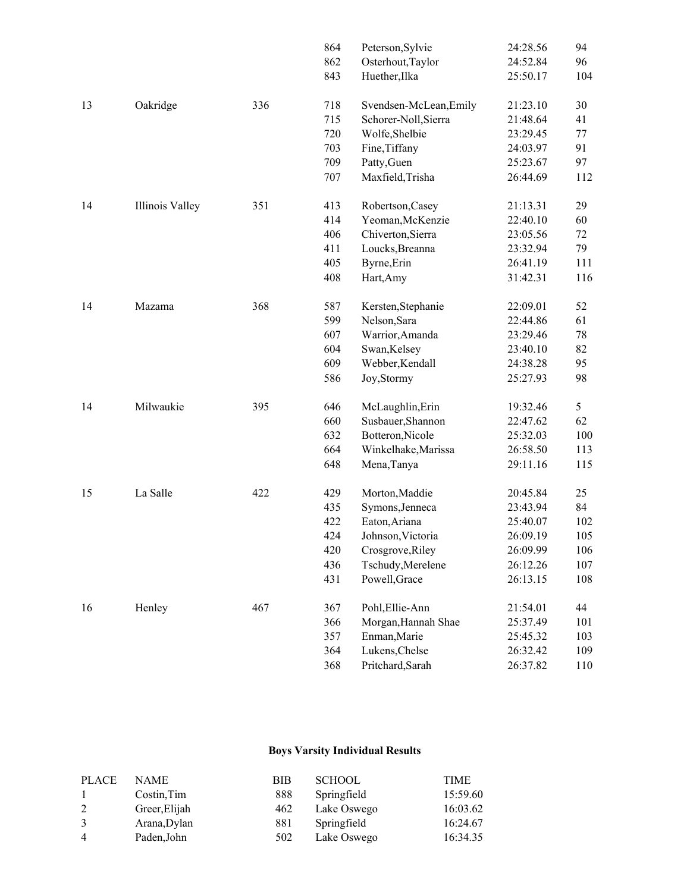| | | | | | | |
|---|---|---|---|---|---|---|
| | | | 864 | Peterson,Sylvie | 24:28.56 | 94 |
| | | | 862 | Osterhout,Taylor | 24:52.84 | 96 |
| | | | 843 | Huether,Ilka | 25:50.17 | 104 |
| 13 | Oakridge | 336 | 718 | Svendsen-McLean,Emily | 21:23.10 | 30 |
| | | | 715 | Schorer-Noll,Sierra | 21:48.64 | 41 |
| | | | 720 | Wolfe,Shelbie | 23:29.45 | 77 |
| | | | 703 | Fine,Tiffany | 24:03.97 | 91 |
| | | | 709 | Patty,Guen | 25:23.67 | 97 |
| | | | 707 | Maxfield,Trisha | 26:44.69 | 112 |
| 14 | Illinois Valley | 351 | 413 | Robertson,Casey | 21:13.31 | 29 |
| | | | 414 | Yeoman,McKenzie | 22:40.10 | 60 |
| | | | 406 | Chiverton,Sierra | 23:05.56 | 72 |
| | | | 411 | Loucks,Breanna | 23:32.94 | 79 |
| | | | 405 | Byrne,Erin | 26:41.19 | 111 |
| | | | 408 | Hart,Amy | 31:42.31 | 116 |
| 14 | Mazama | 368 | 587 | Kersten,Stephanie | 22:09.01 | 52 |
| | | | 599 | Nelson,Sara | 22:44.86 | 61 |
| | | | 607 | Warrior,Amanda | 23:29.46 | 78 |
| | | | 604 | Swan,Kelsey | 23:40.10 | 82 |
| | | | 609 | Webber,Kendall | 24:38.28 | 95 |
| | | | 586 | Joy,Stormy | 25:27.93 | 98 |
| 14 | Milwaukie | 395 | 646 | McLaughlin,Erin | 19:32.46 | 5 |
| | | | 660 | Susbauer,Shannon | 22:47.62 | 62 |
| | | | 632 | Botteron,Nicole | 25:32.03 | 100 |
| | | | 664 | Winkelhake,Marissa | 26:58.50 | 113 |
| | | | 648 | Mena,Tanya | 29:11.16 | 115 |
| 15 | La Salle | 422 | 429 | Morton,Maddie | 20:45.84 | 25 |
| | | | 435 | Symons,Jenneca | 23:43.94 | 84 |
| | | | 422 | Eaton,Ariana | 25:40.07 | 102 |
| | | | 424 | Johnson,Victoria | 26:09.19 | 105 |
| | | | 420 | Crosgrove,Riley | 26:09.99 | 106 |
| | | | 436 | Tschudy,Merelene | 26:12.26 | 107 |
| | | | 431 | Powell,Grace | 26:13.15 | 108 |
| 16 | Henley | 467 | 367 | Pohl,Ellie-Ann | 21:54.01 | 44 |
| | | | 366 | Morgan,Hannah Shae | 25:37.49 | 101 |
| | | | 357 | Enman,Marie | 25:45.32 | 103 |
| | | | 364 | Lukens,Chelse | 26:32.42 | 109 |
| | | | 368 | Pritchard,Sarah | 26:37.82 | 110 |

**Boys Varsity Individual Results**

| PLACE | NAME | BIB | SCHOOL | TIME |
|---|---|---|---|---|
| 1 | Costin,Tim | 888 | Springfield | 15:59.60 |
| 2 | Greer,Elijah | 462 | Lake Oswego | 16:03.62 |
| 3 | Arana,Dylan | 881 | Springfield | 16:24.67 |
| 4 | Paden,John | 502 | Lake Oswego | 16:34.35 |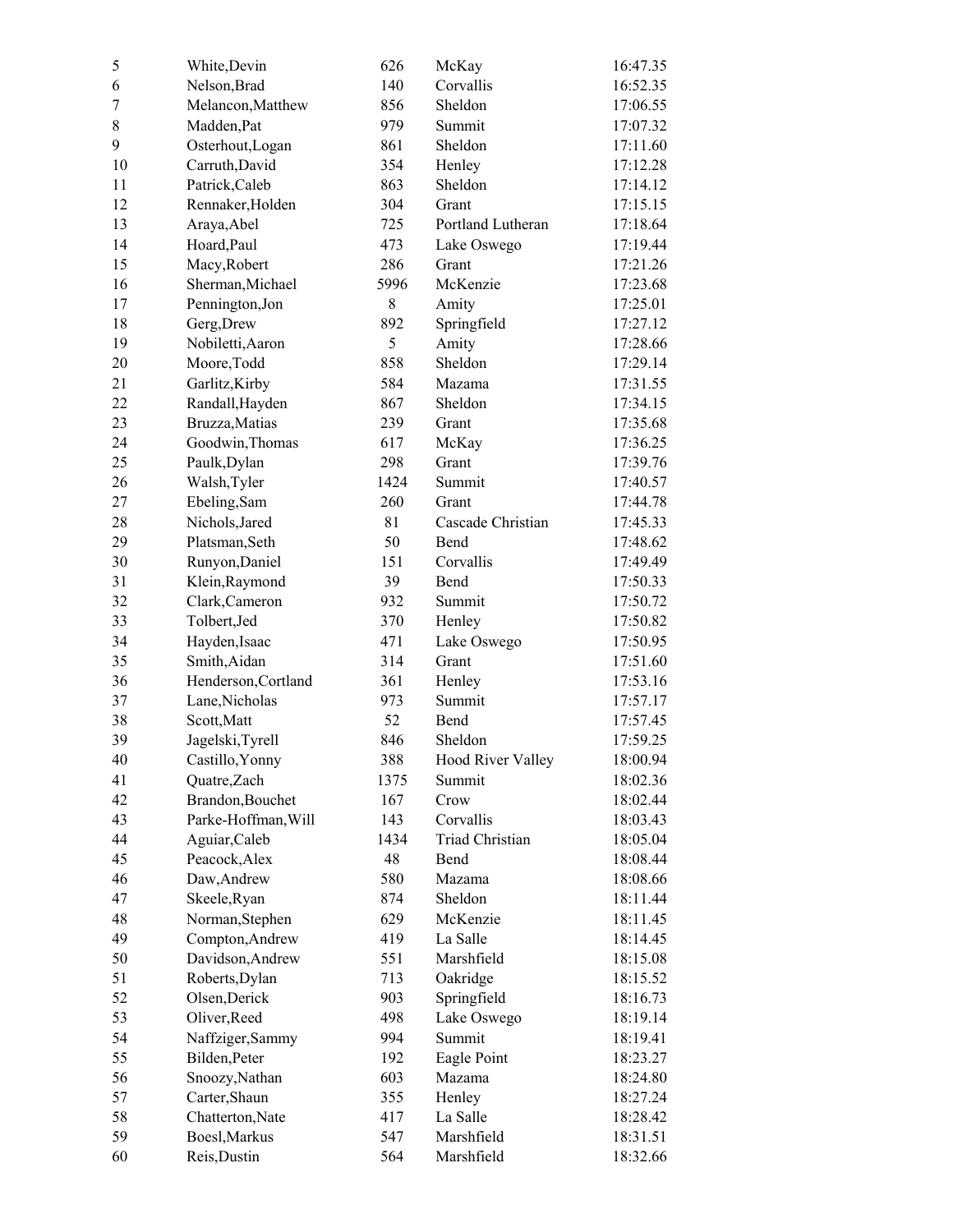| | | | | |
|---|---|---|---|---|
| 5 | White,Devin | 626 | McKay | 16:47.35 |
| 6 | Nelson,Brad | 140 | Corvallis | 16:52.35 |
| 7 | Melancon,Matthew | 856 | Sheldon | 17:06.55 |
| 8 | Madden,Pat | 979 | Summit | 17:07.32 |
| 9 | Osterhout,Logan | 861 | Sheldon | 17:11.60 |
| 10 | Carruth,David | 354 | Henley | 17:12.28 |
| 11 | Patrick,Caleb | 863 | Sheldon | 17:14.12 |
| 12 | Rennaker,Holden | 304 | Grant | 17:15.15 |
| 13 | Araya,Abel | 725 | Portland Lutheran | 17:18.64 |
| 14 | Hoard,Paul | 473 | Lake Oswego | 17:19.44 |
| 15 | Macy,Robert | 286 | Grant | 17:21.26 |
| 16 | Sherman,Michael | 5996 | McKenzie | 17:23.68 |
| 17 | Pennington,Jon | 8 | Amity | 17:25.01 |
| 18 | Gerg,Drew | 892 | Springfield | 17:27.12 |
| 19 | Nobiletti,Aaron | 5 | Amity | 17:28.66 |
| 20 | Moore,Todd | 858 | Sheldon | 17:29.14 |
| 21 | Garlitz,Kirby | 584 | Mazama | 17:31.55 |
| 22 | Randall,Hayden | 867 | Sheldon | 17:34.15 |
| 23 | Bruzza,Matias | 239 | Grant | 17:35.68 |
| 24 | Goodwin,Thomas | 617 | McKay | 17:36.25 |
| 25 | Paulk,Dylan | 298 | Grant | 17:39.76 |
| 26 | Walsh,Tyler | 1424 | Summit | 17:40.57 |
| 27 | Ebeling,Sam | 260 | Grant | 17:44.78 |
| 28 | Nichols,Jared | 81 | Cascade Christian | 17:45.33 |
| 29 | Platsman,Seth | 50 | Bend | 17:48.62 |
| 30 | Runyon,Daniel | 151 | Corvallis | 17:49.49 |
| 31 | Klein,Raymond | 39 | Bend | 17:50.33 |
| 32 | Clark,Cameron | 932 | Summit | 17:50.72 |
| 33 | Tolbert,Jed | 370 | Henley | 17:50.82 |
| 34 | Hayden,Isaac | 471 | Lake Oswego | 17:50.95 |
| 35 | Smith,Aidan | 314 | Grant | 17:51.60 |
| 36 | Henderson,Cortland | 361 | Henley | 17:53.16 |
| 37 | Lane,Nicholas | 973 | Summit | 17:57.17 |
| 38 | Scott,Matt | 52 | Bend | 17:57.45 |
| 39 | Jagelski,Tyrell | 846 | Sheldon | 17:59.25 |
| 40 | Castillo,Yonny | 388 | Hood River Valley | 18:00.94 |
| 41 | Quatre,Zach | 1375 | Summit | 18:02.36 |
| 42 | Brandon,Bouchet | 167 | Crow | 18:02.44 |
| 43 | Parke-Hoffman,Will | 143 | Corvallis | 18:03.43 |
| 44 | Aguiar,Caleb | 1434 | Triad Christian | 18:05.04 |
| 45 | Peacock,Alex | 48 | Bend | 18:08.44 |
| 46 | Daw,Andrew | 580 | Mazama | 18:08.66 |
| 47 | Skeele,Ryan | 874 | Sheldon | 18:11.44 |
| 48 | Norman,Stephen | 629 | McKenzie | 18:11.45 |
| 49 | Compton,Andrew | 419 | La Salle | 18:14.45 |
| 50 | Davidson,Andrew | 551 | Marshfield | 18:15.08 |
| 51 | Roberts,Dylan | 713 | Oakridge | 18:15.52 |
| 52 | Olsen,Derick | 903 | Springfield | 18:16.73 |
| 53 | Oliver,Reed | 498 | Lake Oswego | 18:19.14 |
| 54 | Naffziger,Sammy | 994 | Summit | 18:19.41 |
| 55 | Bilden,Peter | 192 | Eagle Point | 18:23.27 |
| 56 | Snoozy,Nathan | 603 | Mazama | 18:24.80 |
| 57 | Carter,Shaun | 355 | Henley | 18:27.24 |
| 58 | Chatterton,Nate | 417 | La Salle | 18:28.42 |
| 59 | Boesl,Markus | 547 | Marshfield | 18:31.51 |
| 60 | Reis,Dustin | 564 | Marshfield | 18:32.66 |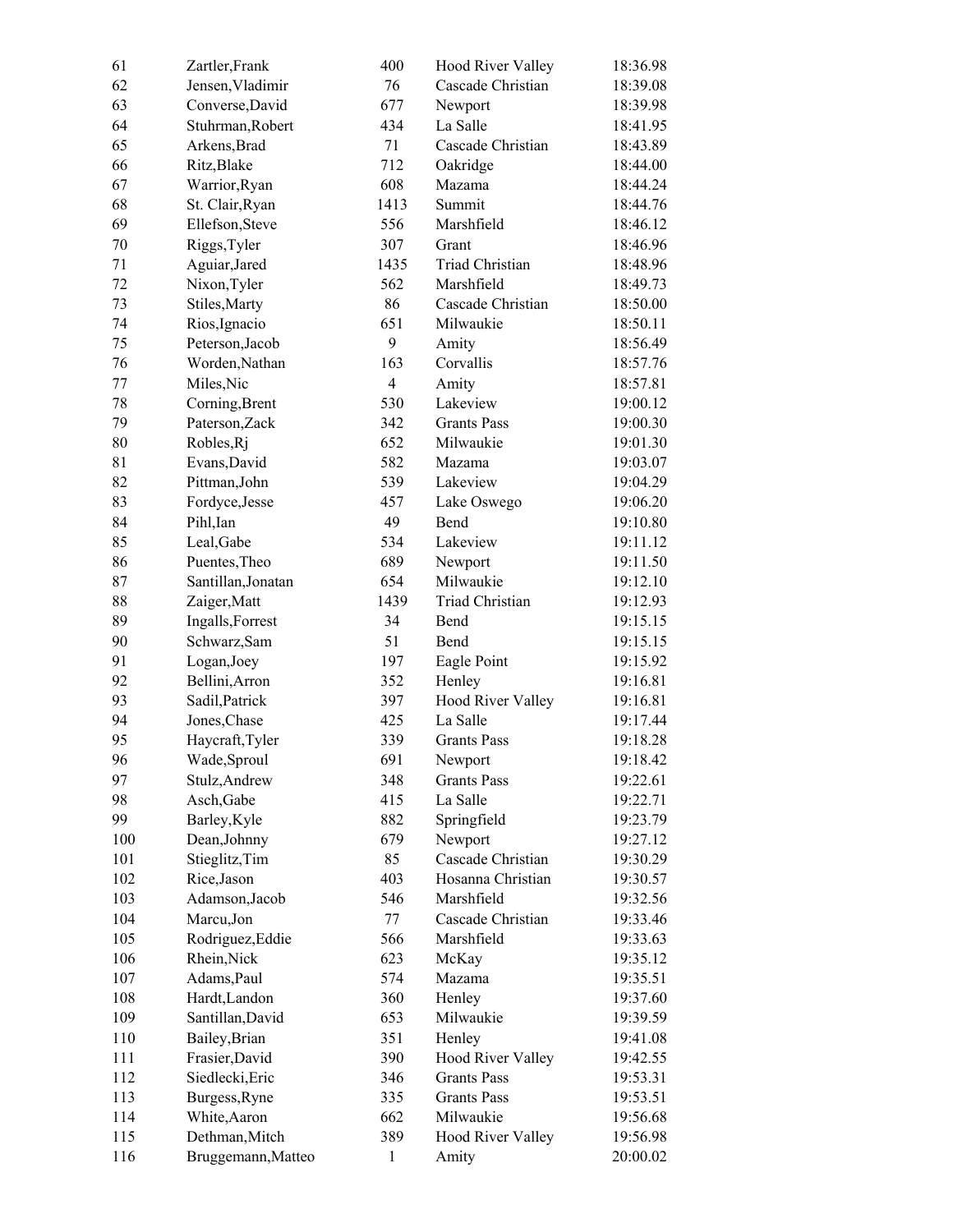| | | | | |
|---|---|---|---|---|
| 61 | Zartler,Frank | 400 | Hood River Valley | 18:36.98 |
| 62 | Jensen,Vladimir | 76 | Cascade Christian | 18:39.08 |
| 63 | Converse,David | 677 | Newport | 18:39.98 |
| 64 | Stuhrman,Robert | 434 | La Salle | 18:41.95 |
| 65 | Arkens,Brad | 71 | Cascade Christian | 18:43.89 |
| 66 | Ritz,Blake | 712 | Oakridge | 18:44.00 |
| 67 | Warrior,Ryan | 608 | Mazama | 18:44.24 |
| 68 | St. Clair,Ryan | 1413 | Summit | 18:44.76 |
| 69 | Ellefson,Steve | 556 | Marshfield | 18:46.12 |
| 70 | Riggs,Tyler | 307 | Grant | 18:46.96 |
| 71 | Aguiar,Jared | 1435 | Triad Christian | 18:48.96 |
| 72 | Nixon,Tyler | 562 | Marshfield | 18:49.73 |
| 73 | Stiles,Marty | 86 | Cascade Christian | 18:50.00 |
| 74 | Rios,Ignacio | 651 | Milwaukie | 18:50.11 |
| 75 | Peterson,Jacob | 9 | Amity | 18:56.49 |
| 76 | Worden,Nathan | 163 | Corvallis | 18:57.76 |
| 77 | Miles,Nic | 4 | Amity | 18:57.81 |
| 78 | Corning,Brent | 530 | Lakeview | 19:00.12 |
| 79 | Paterson,Zack | 342 | Grants Pass | 19:00.30 |
| 80 | Robles,Rj | 652 | Milwaukie | 19:01.30 |
| 81 | Evans,David | 582 | Mazama | 19:03.07 |
| 82 | Pittman,John | 539 | Lakeview | 19:04.29 |
| 83 | Fordyce,Jesse | 457 | Lake Oswego | 19:06.20 |
| 84 | Pihl,Ian | 49 | Bend | 19:10.80 |
| 85 | Leal,Gabe | 534 | Lakeview | 19:11.12 |
| 86 | Puentes,Theo | 689 | Newport | 19:11.50 |
| 87 | Santillan,Jonatan | 654 | Milwaukie | 19:12.10 |
| 88 | Zaiger,Matt | 1439 | Triad Christian | 19:12.93 |
| 89 | Ingalls,Forrest | 34 | Bend | 19:15.15 |
| 90 | Schwarz,Sam | 51 | Bend | 19:15.15 |
| 91 | Logan,Joey | 197 | Eagle Point | 19:15.92 |
| 92 | Bellini,Arron | 352 | Henley | 19:16.81 |
| 93 | Sadil,Patrick | 397 | Hood River Valley | 19:16.81 |
| 94 | Jones,Chase | 425 | La Salle | 19:17.44 |
| 95 | Haycraft,Tyler | 339 | Grants Pass | 19:18.28 |
| 96 | Wade,Sproul | 691 | Newport | 19:18.42 |
| 97 | Stulz,Andrew | 348 | Grants Pass | 19:22.61 |
| 98 | Asch,Gabe | 415 | La Salle | 19:22.71 |
| 99 | Barley,Kyle | 882 | Springfield | 19:23.79 |
| 100 | Dean,Johnny | 679 | Newport | 19:27.12 |
| 101 | Stieglitz,Tim | 85 | Cascade Christian | 19:30.29 |
| 102 | Rice,Jason | 403 | Hosanna Christian | 19:30.57 |
| 103 | Adamson,Jacob | 546 | Marshfield | 19:32.56 |
| 104 | Marcu,Jon | 77 | Cascade Christian | 19:33.46 |
| 105 | Rodriguez,Eddie | 566 | Marshfield | 19:33.63 |
| 106 | Rhein,Nick | 623 | McKay | 19:35.12 |
| 107 | Adams,Paul | 574 | Mazama | 19:35.51 |
| 108 | Hardt,Landon | 360 | Henley | 19:37.60 |
| 109 | Santillan,David | 653 | Milwaukie | 19:39.59 |
| 110 | Bailey,Brian | 351 | Henley | 19:41.08 |
| 111 | Frasier,David | 390 | Hood River Valley | 19:42.55 |
| 112 | Siedlecki,Eric | 346 | Grants Pass | 19:53.31 |
| 113 | Burgess,Ryne | 335 | Grants Pass | 19:53.51 |
| 114 | White,Aaron | 662 | Milwaukie | 19:56.68 |
| 115 | Dethman,Mitch | 389 | Hood River Valley | 19:56.98 |
| 116 | Bruggemann,Matteo | 1 | Amity | 20:00.02 |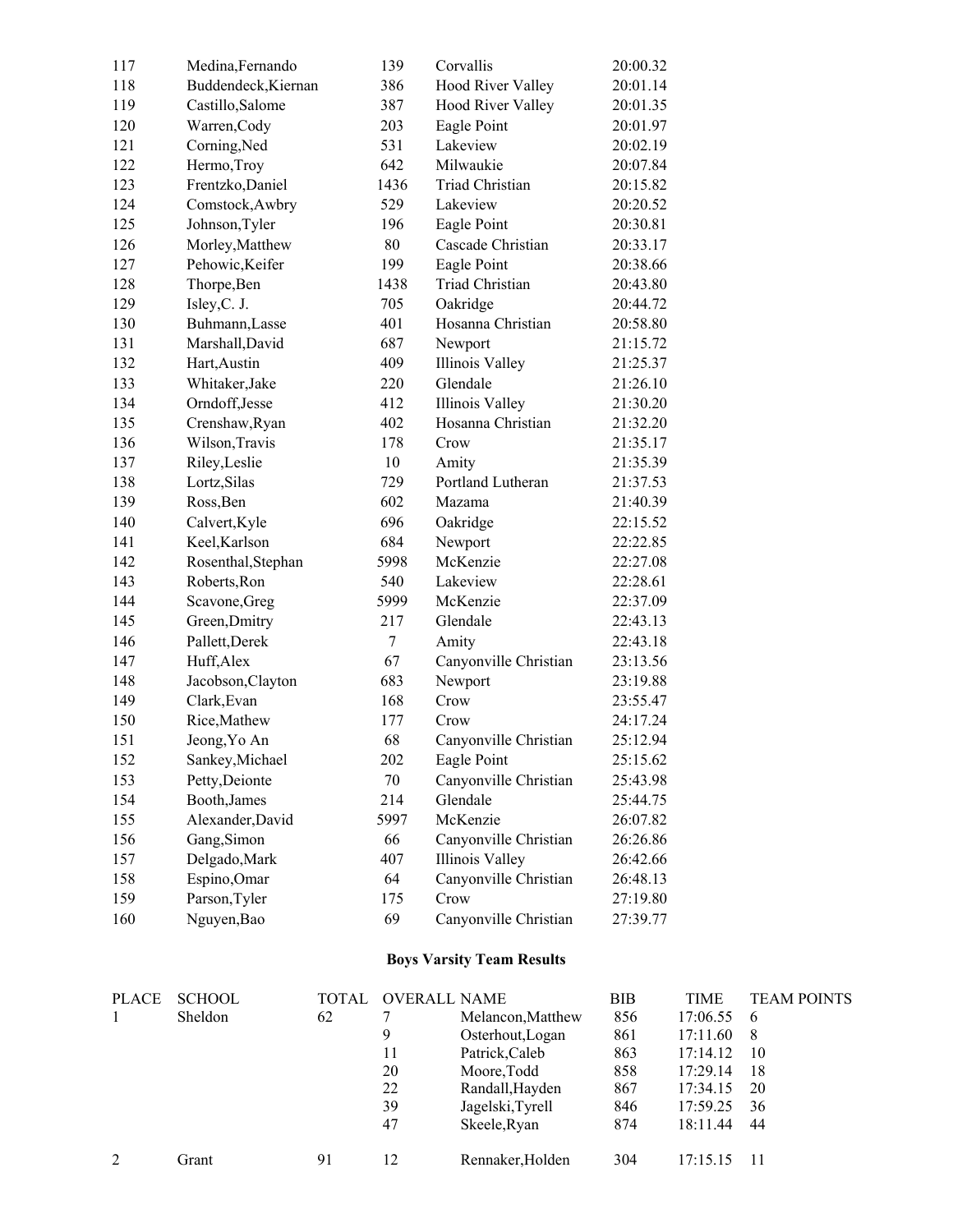| | | | | |
|---|---|---|---|---|
| 117 | Medina,Fernando | 139 | Corvallis | 20:00.32 |
| 118 | Buddendeck,Kiernan | 386 | Hood River Valley | 20:01.14 |
| 119 | Castillo,Salome | 387 | Hood River Valley | 20:01.35 |
| 120 | Warren,Cody | 203 | Eagle Point | 20:01.97 |
| 121 | Corning,Ned | 531 | Lakeview | 20:02.19 |
| 122 | Hermo,Troy | 642 | Milwaukie | 20:07.84 |
| 123 | Frentzko,Daniel | 1436 | Triad Christian | 20:15.82 |
| 124 | Comstock,Awbry | 529 | Lakeview | 20:20.52 |
| 125 | Johnson,Tyler | 196 | Eagle Point | 20:30.81 |
| 126 | Morley,Matthew | 80 | Cascade Christian | 20:33.17 |
| 127 | Pehowic,Keifer | 199 | Eagle Point | 20:38.66 |
| 128 | Thorpe,Ben | 1438 | Triad Christian | 20:43.80 |
| 129 | Isley,C. J. | 705 | Oakridge | 20:44.72 |
| 130 | Buhmann,Lasse | 401 | Hosanna Christian | 20:58.80 |
| 131 | Marshall,David | 687 | Newport | 21:15.72 |
| 132 | Hart,Austin | 409 | Illinois Valley | 21:25.37 |
| 133 | Whitaker,Jake | 220 | Glendale | 21:26.10 |
| 134 | Orndoff,Jesse | 412 | Illinois Valley | 21:30.20 |
| 135 | Crenshaw,Ryan | 402 | Hosanna Christian | 21:32.20 |
| 136 | Wilson,Travis | 178 | Crow | 21:35.17 |
| 137 | Riley,Leslie | 10 | Amity | 21:35.39 |
| 138 | Lortz,Silas | 729 | Portland Lutheran | 21:37.53 |
| 139 | Ross,Ben | 602 | Mazama | 21:40.39 |
| 140 | Calvert,Kyle | 696 | Oakridge | 22:15.52 |
| 141 | Keel,Karlson | 684 | Newport | 22:22.85 |
| 142 | Rosenthal,Stephan | 5998 | McKenzie | 22:27.08 |
| 143 | Roberts,Ron | 540 | Lakeview | 22:28.61 |
| 144 | Scavone,Greg | 5999 | McKenzie | 22:37.09 |
| 145 | Green,Dmitry | 217 | Glendale | 22:43.13 |
| 146 | Pallett,Derek | 7 | Amity | 22:43.18 |
| 147 | Huff,Alex | 67 | Canyonville Christian | 23:13.56 |
| 148 | Jacobson,Clayton | 683 | Newport | 23:19.88 |
| 149 | Clark,Evan | 168 | Crow | 23:55.47 |
| 150 | Rice,Mathew | 177 | Crow | 24:17.24 |
| 151 | Jeong,Yo An | 68 | Canyonville Christian | 25:12.94 |
| 152 | Sankey,Michael | 202 | Eagle Point | 25:15.62 |
| 153 | Petty,Deionte | 70 | Canyonville Christian | 25:43.98 |
| 154 | Booth,James | 214 | Glendale | 25:44.75 |
| 155 | Alexander,David | 5997 | McKenzie | 26:07.82 |
| 156 | Gang,Simon | 66 | Canyonville Christian | 26:26.86 |
| 157 | Delgado,Mark | 407 | Illinois Valley | 26:42.66 |
| 158 | Espino,Omar | 64 | Canyonville Christian | 26:48.13 |
| 159 | Parson,Tyler | 175 | Crow | 27:19.80 |
| 160 | Nguyen,Bao | 69 | Canyonville Christian | 27:39.77 |

**Boys Varsity Team Results**

| PLACE | SCHOOL | TOTAL | OVERALL | NAME | BIB | TIME | TEAM POINTS |
|---|---|---|---|---|---|---|---|
| 1 | Sheldon | 62 | 7 | Melancon,Matthew | 856 | 17:06.55 | 6 |
| | | | 9 | Osterhout,Logan | 861 | 17:11.60 | 8 |
| | | | 11 | Patrick,Caleb | 863 | 17:14.12 | 10 |
| | | | 20 | Moore,Todd | 858 | 17:29.14 | 18 |
| | | | 22 | Randall,Hayden | 867 | 17:34.15 | 20 |
| | | | 39 | Jagelski,Tyrell | 846 | 17:59.25 | 36 |
| | | | 47 | Skeele,Ryan | 874 | 18:11.44 | 44 |
| 2 | Grant | 91 | 12 | Rennaker,Holden | 304 | 17:15.15 | 11 |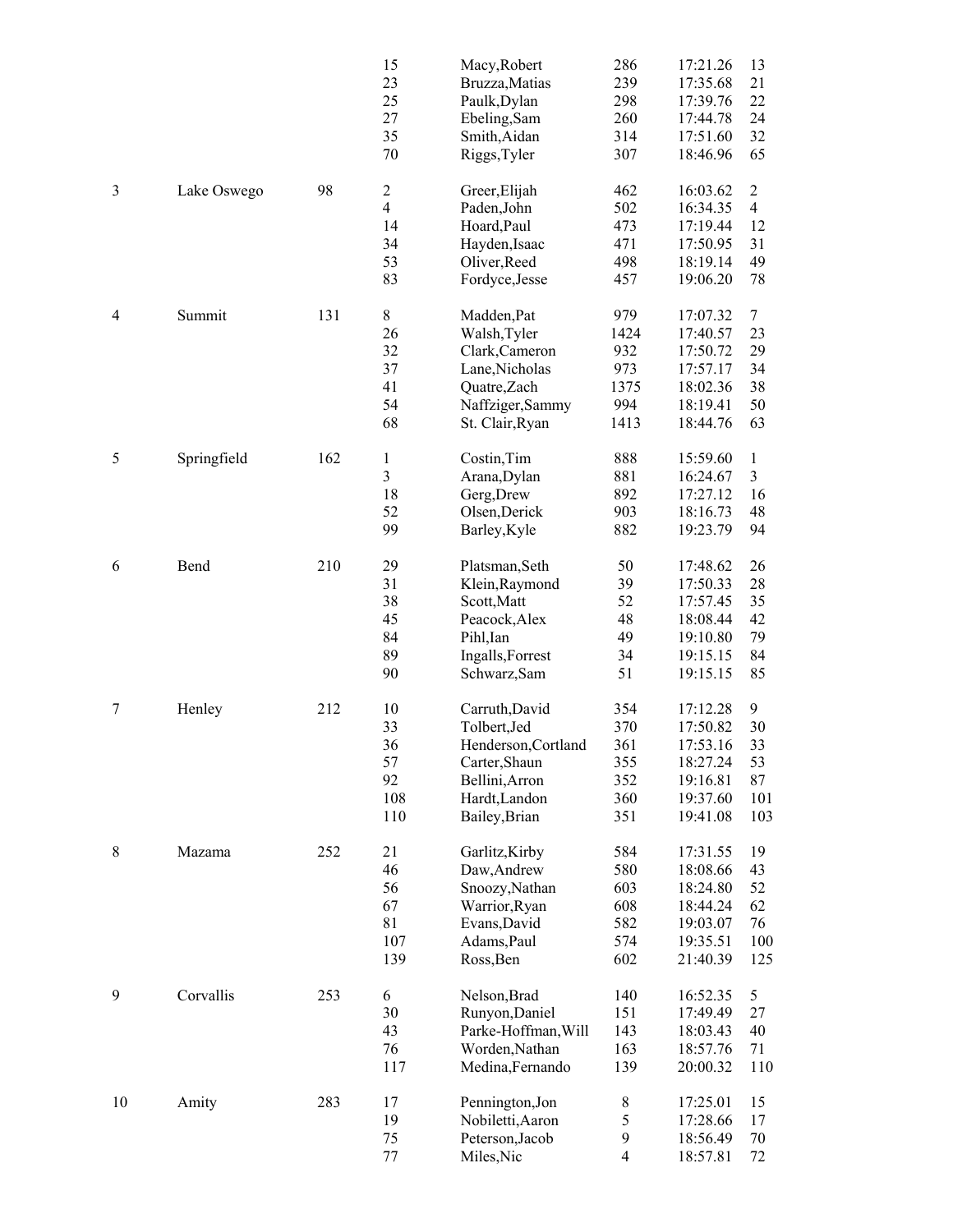| | | | | | | | |
|---|---|---|---|---|---|---|---|
| | | | 15 | Macy,Robert | 286 | 17:21.26 | 13 |
| | | | 23 | Bruzza,Matias | 239 | 17:35.68 | 21 |
| | | | 25 | Paulk,Dylan | 298 | 17:39.76 | 22 |
| | | | 27 | Ebeling,Sam | 260 | 17:44.78 | 24 |
| | | | 35 | Smith,Aidan | 314 | 17:51.60 | 32 |
| | | | 70 | Riggs,Tyler | 307 | 18:46.96 | 65 |
| 3 | Lake Oswego | 98 | 2 | Greer,Elijah | 462 | 16:03.62 | 2 |
| | | | 4 | Paden,John | 502 | 16:34.35 | 4 |
| | | | 14 | Hoard,Paul | 473 | 17:19.44 | 12 |
| | | | 34 | Hayden,Isaac | 471 | 17:50.95 | 31 |
| | | | 53 | Oliver,Reed | 498 | 18:19.14 | 49 |
| | | | 83 | Fordyce,Jesse | 457 | 19:06.20 | 78 |
| 4 | Summit | 131 | 8 | Madden,Pat | 979 | 17:07.32 | 7 |
| | | | 26 | Walsh,Tyler | 1424 | 17:40.57 | 23 |
| | | | 32 | Clark,Cameron | 932 | 17:50.72 | 29 |
| | | | 37 | Lane,Nicholas | 973 | 17:57.17 | 34 |
| | | | 41 | Quatre,Zach | 1375 | 18:02.36 | 38 |
| | | | 54 | Naffziger,Sammy | 994 | 18:19.41 | 50 |
| | | | 68 | St. Clair,Ryan | 1413 | 18:44.76 | 63 |
| 5 | Springfield | 162 | 1 | Costin,Tim | 888 | 15:59.60 | 1 |
| | | | 3 | Arana,Dylan | 881 | 16:24.67 | 3 |
| | | | 18 | Gerg,Drew | 892 | 17:27.12 | 16 |
| | | | 52 | Olsen,Derick | 903 | 18:16.73 | 48 |
| | | | 99 | Barley,Kyle | 882 | 19:23.79 | 94 |
| 6 | Bend | 210 | 29 | Platsman,Seth | 50 | 17:48.62 | 26 |
| | | | 31 | Klein,Raymond | 39 | 17:50.33 | 28 |
| | | | 38 | Scott,Matt | 52 | 17:57.45 | 35 |
| | | | 45 | Peacock,Alex | 48 | 18:08.44 | 42 |
| | | | 84 | Pihl,Ian | 49 | 19:10.80 | 79 |
| | | | 89 | Ingalls,Forrest | 34 | 19:15.15 | 84 |
| | | | 90 | Schwarz,Sam | 51 | 19:15.15 | 85 |
| 7 | Henley | 212 | 10 | Carruth,David | 354 | 17:12.28 | 9 |
| | | | 33 | Tolbert,Jed | 370 | 17:50.82 | 30 |
| | | | 36 | Henderson,Cortland | 361 | 17:53.16 | 33 |
| | | | 57 | Carter,Shaun | 355 | 18:27.24 | 53 |
| | | | 92 | Bellini,Arron | 352 | 19:16.81 | 87 |
| | | | 108 | Hardt,Landon | 360 | 19:37.60 | 101 |
| | | | 110 | Bailey,Brian | 351 | 19:41.08 | 103 |
| 8 | Mazama | 252 | 21 | Garlitz,Kirby | 584 | 17:31.55 | 19 |
| | | | 46 | Daw,Andrew | 580 | 18:08.66 | 43 |
| | | | 56 | Snoozy,Nathan | 603 | 18:24.80 | 52 |
| | | | 67 | Warrior,Ryan | 608 | 18:44.24 | 62 |
| | | | 81 | Evans,David | 582 | 19:03.07 | 76 |
| | | | 107 | Adams,Paul | 574 | 19:35.51 | 100 |
| | | | 139 | Ross,Ben | 602 | 21:40.39 | 125 |
| 9 | Corvallis | 253 | 6 | Nelson,Brad | 140 | 16:52.35 | 5 |
| | | | 30 | Runyon,Daniel | 151 | 17:49.49 | 27 |
| | | | 43 | Parke-Hoffman,Will | 143 | 18:03.43 | 40 |
| | | | 76 | Worden,Nathan | 163 | 18:57.76 | 71 |
| | | | 117 | Medina,Fernando | 139 | 20:00.32 | 110 |
| 10 | Amity | 283 | 17 | Pennington,Jon | 8 | 17:25.01 | 15 |
| | | | 19 | Nobiletti,Aaron | 5 | 17:28.66 | 17 |
| | | | 75 | Peterson,Jacob | 9 | 18:56.49 | 70 |
| | | | 77 | Miles,Nic | 4 | 18:57.81 | 72 |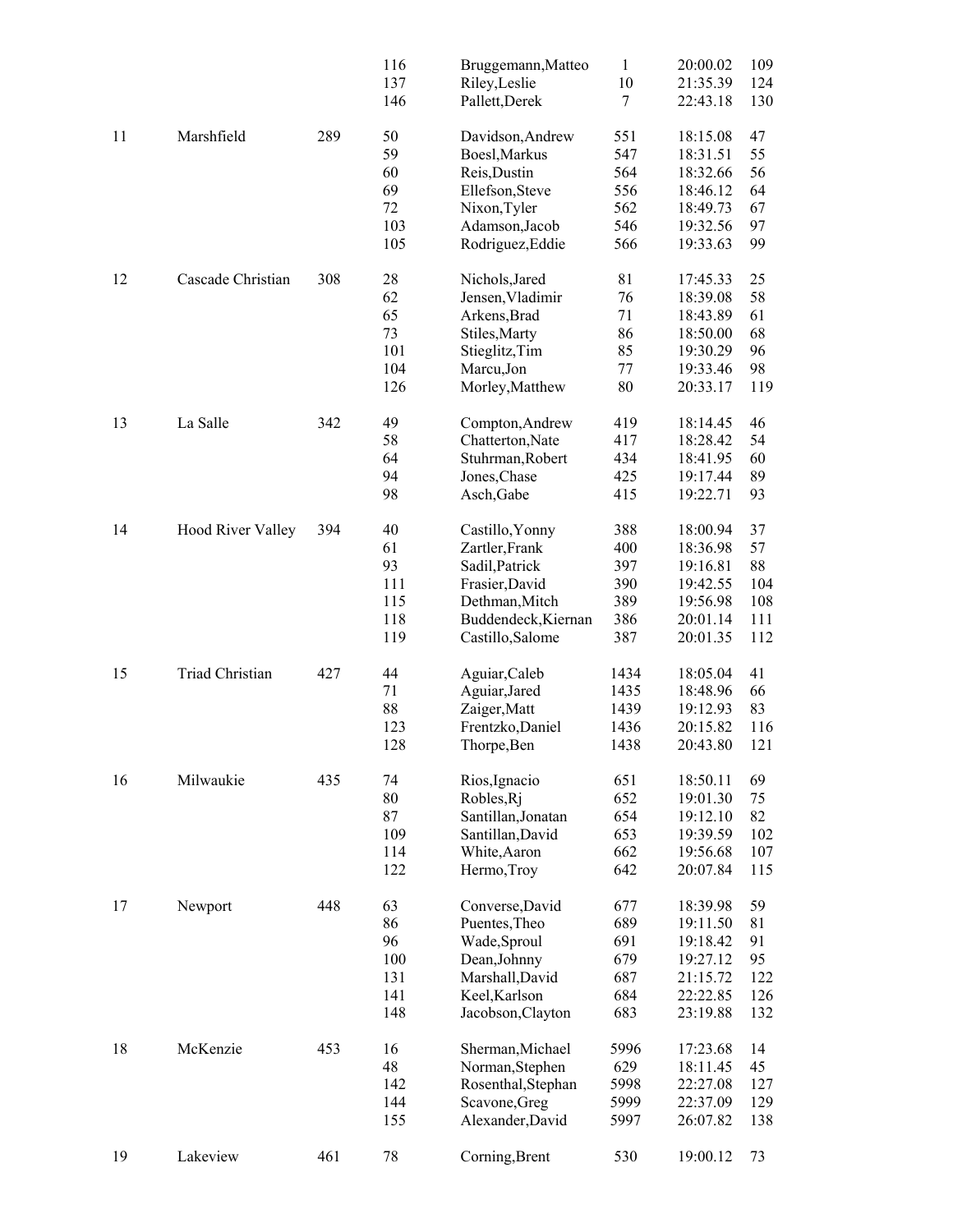| | | | | | | | |
|---|---|---|---|---|---|---|---|
| | | | 116 | Bruggemann,Matteo | 1 | 20:00.02 | 109 |
| | | | 137 | Riley,Leslie | 10 | 21:35.39 | 124 |
| | | | 146 | Pallett,Derek | 7 | 22:43.18 | 130 |
| 11 | Marshfield | 289 | 50 | Davidson,Andrew | 551 | 18:15.08 | 47 |
| | | | 59 | Boesl,Markus | 547 | 18:31.51 | 55 |
| | | | 60 | Reis,Dustin | 564 | 18:32.66 | 56 |
| | | | 69 | Ellefson,Steve | 556 | 18:46.12 | 64 |
| | | | 72 | Nixon,Tyler | 562 | 18:49.73 | 67 |
| | | | 103 | Adamson,Jacob | 546 | 19:32.56 | 97 |
| | | | 105 | Rodriguez,Eddie | 566 | 19:33.63 | 99 |
| 12 | Cascade Christian | 308 | 28 | Nichols,Jared | 81 | 17:45.33 | 25 |
| | | | 62 | Jensen,Vladimir | 76 | 18:39.08 | 58 |
| | | | 65 | Arkens,Brad | 71 | 18:43.89 | 61 |
| | | | 73 | Stiles,Marty | 86 | 18:50.00 | 68 |
| | | | 101 | Stieglitz,Tim | 85 | 19:30.29 | 96 |
| | | | 104 | Marcu,Jon | 77 | 19:33.46 | 98 |
| | | | 126 | Morley,Matthew | 80 | 20:33.17 | 119 |
| 13 | La Salle | 342 | 49 | Compton,Andrew | 419 | 18:14.45 | 46 |
| | | | 58 | Chatterton,Nate | 417 | 18:28.42 | 54 |
| | | | 64 | Stuhrman,Robert | 434 | 18:41.95 | 60 |
| | | | 94 | Jones,Chase | 425 | 19:17.44 | 89 |
| | | | 98 | Asch,Gabe | 415 | 19:22.71 | 93 |
| 14 | Hood River Valley | 394 | 40 | Castillo,Yonny | 388 | 18:00.94 | 37 |
| | | | 61 | Zartler,Frank | 400 | 18:36.98 | 57 |
| | | | 93 | Sadil,Patrick | 397 | 19:16.81 | 88 |
| | | | 111 | Frasier,David | 390 | 19:42.55 | 104 |
| | | | 115 | Dethman,Mitch | 389 | 19:56.98 | 108 |
| | | | 118 | Buddendeck,Kiernan | 386 | 20:01.14 | 111 |
| | | | 119 | Castillo,Salome | 387 | 20:01.35 | 112 |
| 15 | Triad Christian | 427 | 44 | Aguiar,Caleb | 1434 | 18:05.04 | 41 |
| | | | 71 | Aguiar,Jared | 1435 | 18:48.96 | 66 |
| | | | 88 | Zaiger,Matt | 1439 | 19:12.93 | 83 |
| | | | 123 | Frentzko,Daniel | 1436 | 20:15.82 | 116 |
| | | | 128 | Thorpe,Ben | 1438 | 20:43.80 | 121 |
| 16 | Milwaukie | 435 | 74 | Rios,Ignacio | 651 | 18:50.11 | 69 |
| | | | 80 | Robles,Rj | 652 | 19:01.30 | 75 |
| | | | 87 | Santillan,Jonatan | 654 | 19:12.10 | 82 |
| | | | 109 | Santillan,David | 653 | 19:39.59 | 102 |
| | | | 114 | White,Aaron | 662 | 19:56.68 | 107 |
| | | | 122 | Hermo,Troy | 642 | 20:07.84 | 115 |
| 17 | Newport | 448 | 63 | Converse,David | 677 | 18:39.98 | 59 |
| | | | 86 | Puentes,Theo | 689 | 19:11.50 | 81 |
| | | | 96 | Wade,Sproul | 691 | 19:18.42 | 91 |
| | | | 100 | Dean,Johnny | 679 | 19:27.12 | 95 |
| | | | 131 | Marshall,David | 687 | 21:15.72 | 122 |
| | | | 141 | Keel,Karlson | 684 | 22:22.85 | 126 |
| | | | 148 | Jacobson,Clayton | 683 | 23:19.88 | 132 |
| 18 | McKenzie | 453 | 16 | Sherman,Michael | 5996 | 17:23.68 | 14 |
| | | | 48 | Norman,Stephen | 629 | 18:11.45 | 45 |
| | | | 142 | Rosenthal,Stephan | 5998 | 22:27.08 | 127 |
| | | | 144 | Scavone,Greg | 5999 | 22:37.09 | 129 |
| | | | 155 | Alexander,David | 5997 | 26:07.82 | 138 |
| 19 | Lakeview | 461 | 78 | Corning,Brent | 530 | 19:00.12 | 73 |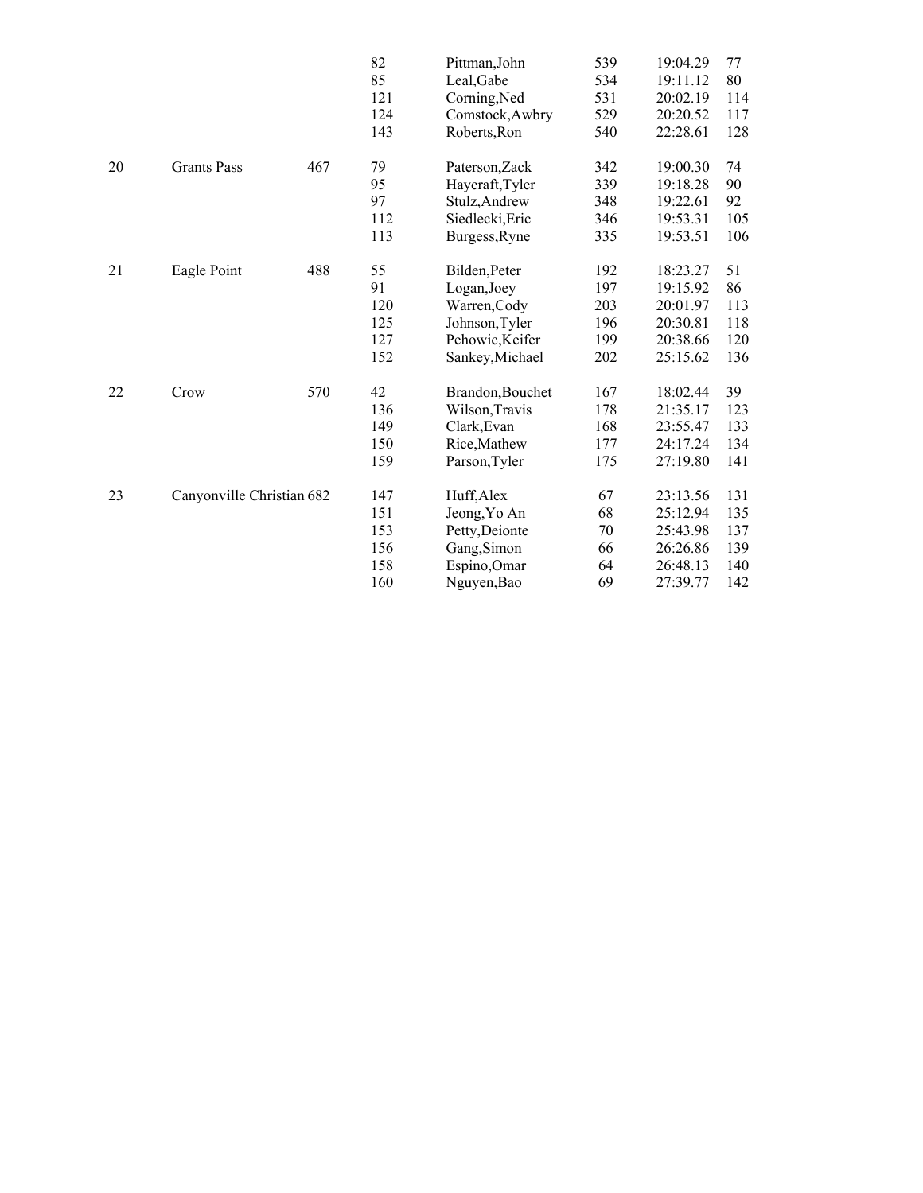| | | | | | | | |
|---|---|---|---|---|---|---|---|
| | | | 82 | Pittman,John | 539 | 19:04.29 | 77 |
| | | | 85 | Leal,Gabe | 534 | 19:11.12 | 80 |
| | | | 121 | Corning,Ned | 531 | 20:02.19 | 114 |
| | | | 124 | Comstock,Awbry | 529 | 20:20.52 | 117 |
| | | | 143 | Roberts,Ron | 540 | 22:28.61 | 128 |
| 20 | Grants Pass | 467 | 79 | Paterson,Zack | 342 | 19:00.30 | 74 |
| | | | 95 | Haycraft,Tyler | 339 | 19:18.28 | 90 |
| | | | 97 | Stulz,Andrew | 348 | 19:22.61 | 92 |
| | | | 112 | Siedlecki,Eric | 346 | 19:53.31 | 105 |
| | | | 113 | Burgess,Ryne | 335 | 19:53.51 | 106 |
| 21 | Eagle Point | 488 | 55 | Bilden,Peter | 192 | 18:23.27 | 51 |
| | | | 91 | Logan,Joey | 197 | 19:15.92 | 86 |
| | | | 120 | Warren,Cody | 203 | 20:01.97 | 113 |
| | | | 125 | Johnson,Tyler | 196 | 20:30.81 | 118 |
| | | | 127 | Pehowic,Keifer | 199 | 20:38.66 | 120 |
| | | | 152 | Sankey,Michael | 202 | 25:15.62 | 136 |
| 22 | Crow | 570 | 42 | Brandon,Bouchet | 167 | 18:02.44 | 39 |
| | | | 136 | Wilson,Travis | 178 | 21:35.17 | 123 |
| | | | 149 | Clark,Evan | 168 | 23:55.47 | 133 |
| | | | 150 | Rice,Mathew | 177 | 24:17.24 | 134 |
| | | | 159 | Parson,Tyler | 175 | 27:19.80 | 141 |
| 23 | Canyonville Christian | 682 | 147 | Huff,Alex | 67 | 23:13.56 | 131 |
| | | | 151 | Jeong,Yo An | 68 | 25:12.94 | 135 |
| | | | 153 | Petty,Deionte | 70 | 25:43.98 | 137 |
| | | | 156 | Gang,Simon | 66 | 26:26.86 | 139 |
| | | | 158 | Espino,Omar | 64 | 26:48.13 | 140 |
| | | | 160 | Nguyen,Bao | 69 | 27:39.77 | 142 |